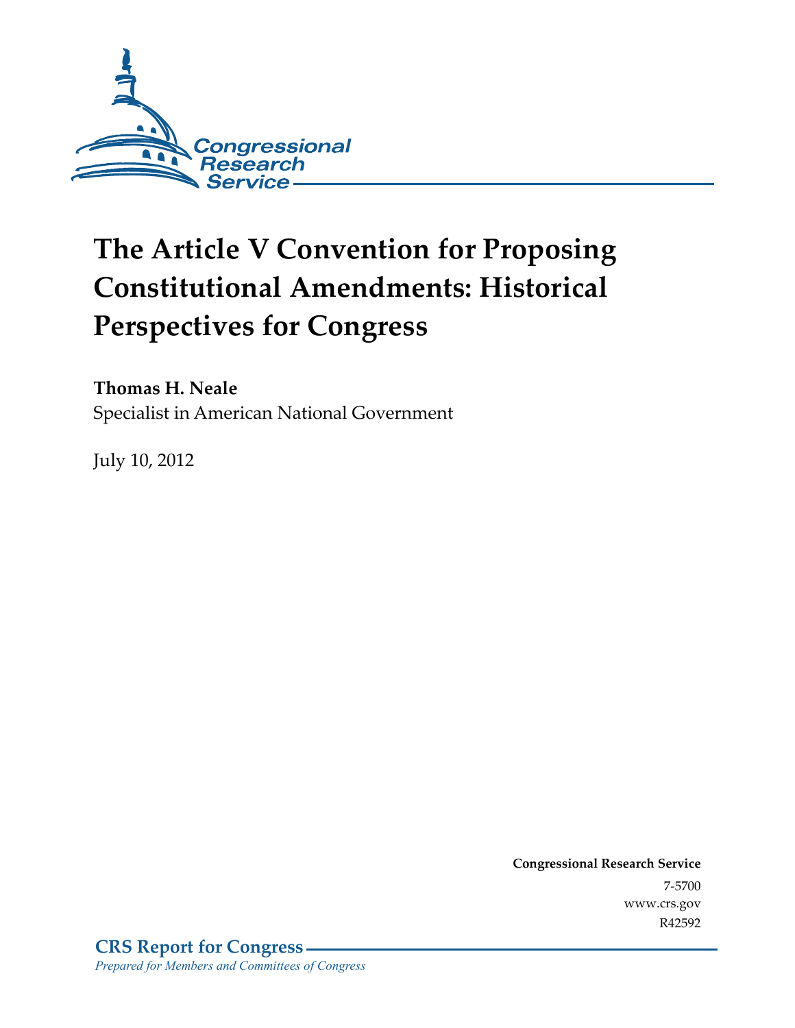Congressional Research Service

# The Article V Convention for Proposing Constitutional Amendments: Historical Perspectives for Congress

**Thomas H. Neale**
Specialist in American National Government

July 10, 2012

**Congressional Research Service**
7-5700
www.crs.gov
R42592

**CRS Report for Congress**
*Prepared for Members and Committees of Congress*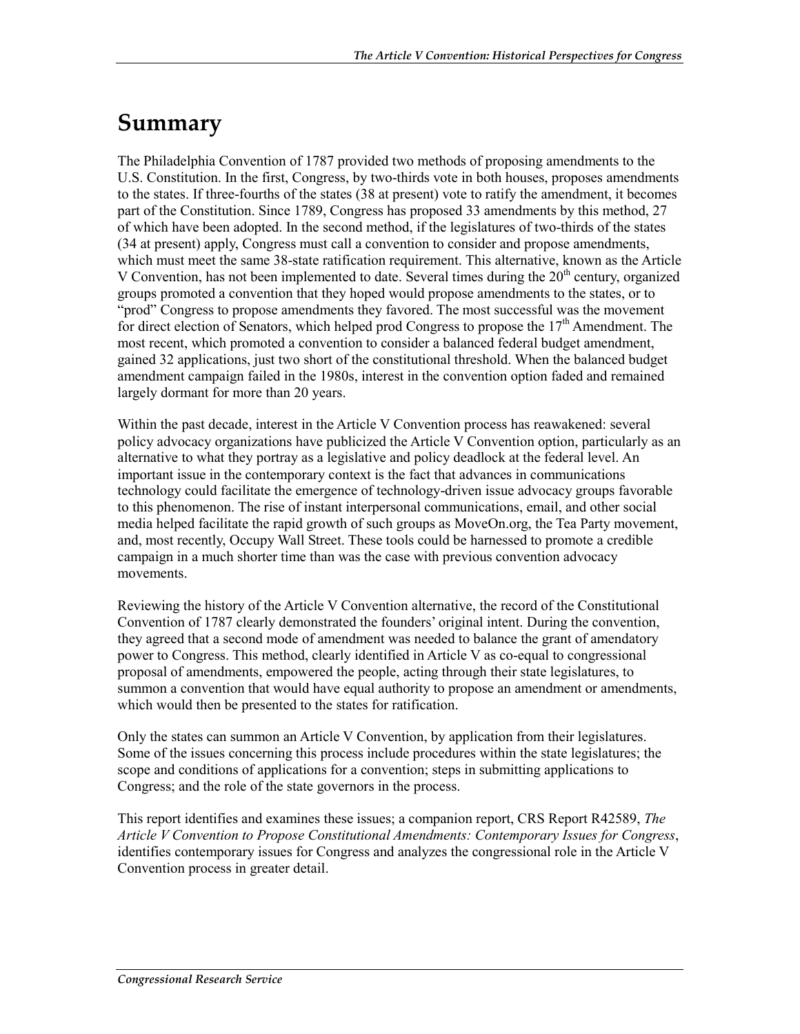# Summary

The Philadelphia Convention of 1787 provided two methods of proposing amendments to the U.S. Constitution. In the first, Congress, by two-thirds vote in both houses, proposes amendments to the states. If three-fourths of the states (38 at present) vote to ratify the amendment, it becomes part of the Constitution. Since 1789, Congress has proposed 33 amendments by this method, 27 of which have been adopted. In the second method, if the legislatures of two-thirds of the states (34 at present) apply, Congress must call a convention to consider and propose amendments, which must meet the same 38-state ratification requirement. This alternative, known as the Article V Convention, has not been implemented to date. Several times during the 20th century, organized groups promoted a convention that they hoped would propose amendments to the states, or to "prod" Congress to propose amendments they favored. The most successful was the movement for direct election of Senators, which helped prod Congress to propose the 17th Amendment. The most recent, which promoted a convention to consider a balanced federal budget amendment, gained 32 applications, just two short of the constitutional threshold. When the balanced budget amendment campaign failed in the 1980s, interest in the convention option faded and remained largely dormant for more than 20 years.

Within the past decade, interest in the Article V Convention process has reawakened: several policy advocacy organizations have publicized the Article V Convention option, particularly as an alternative to what they portray as a legislative and policy deadlock at the federal level. An important issue in the contemporary context is the fact that advances in communications technology could facilitate the emergence of technology-driven issue advocacy groups favorable to this phenomenon. The rise of instant interpersonal communications, email, and other social media helped facilitate the rapid growth of such groups as MoveOn.org, the Tea Party movement, and, most recently, Occupy Wall Street. These tools could be harnessed to promote a credible campaign in a much shorter time than was the case with previous convention advocacy movements.

Reviewing the history of the Article V Convention alternative, the record of the Constitutional Convention of 1787 clearly demonstrated the founders' original intent. During the convention, they agreed that a second mode of amendment was needed to balance the grant of amendatory power to Congress. This method, clearly identified in Article V as co-equal to congressional proposal of amendments, empowered the people, acting through their state legislatures, to summon a convention that would have equal authority to propose an amendment or amendments, which would then be presented to the states for ratification.

Only the states can summon an Article V Convention, by application from their legislatures. Some of the issues concerning this process include procedures within the state legislatures; the scope and conditions of applications for a convention; steps in submitting applications to Congress; and the role of the state governors in the process.

This report identifies and examines these issues; a companion report, CRS Report R42589, *The Article V Convention to Propose Constitutional Amendments: Contemporary Issues for Congress*, identifies contemporary issues for Congress and analyzes the congressional role in the Article V Convention process in greater detail.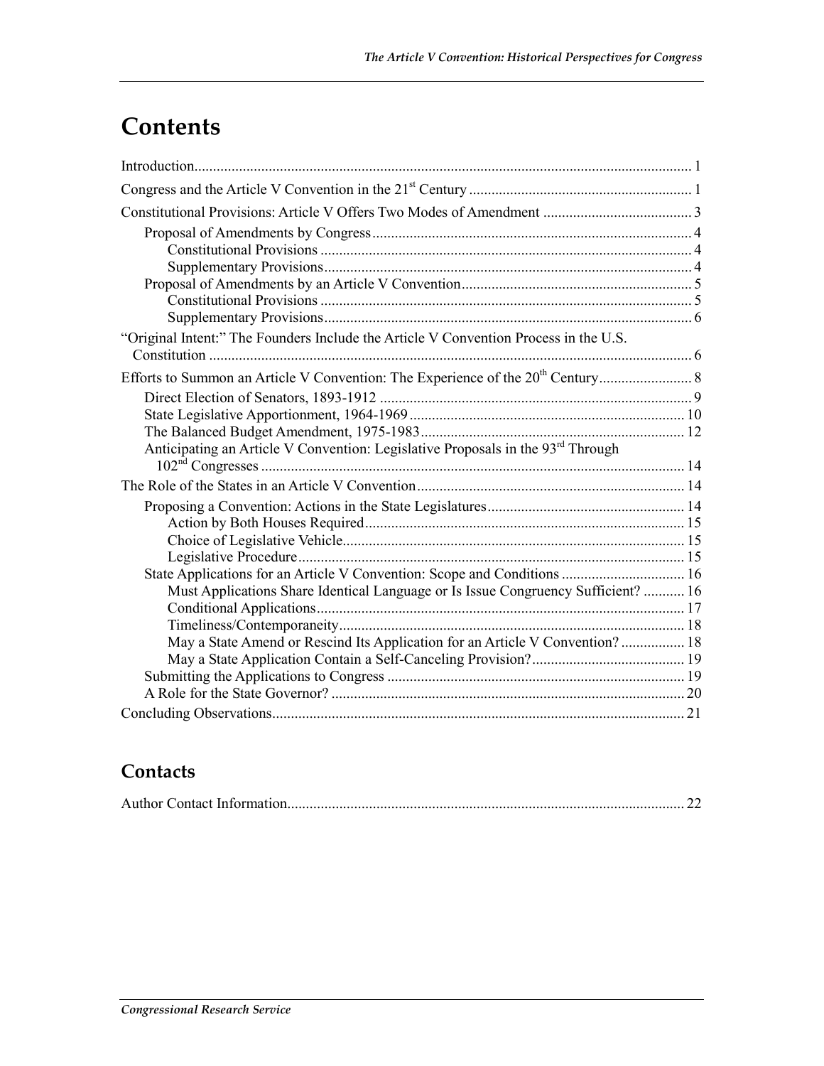# Contents

Introduction..................................................................................................................... 1

Congress and the Article V Convention in the 21st Century ............................................................ 1

Constitutional Provisions: Article V Offers Two Modes of Amendment ........................................ 3

- Proposal of Amendments by Congress ..................................................................................... 4
  - Constitutional Provisions ................................................................................................... 4
  - Supplementary Provisions .................................................................................................. 4
- Proposal of Amendments by an Article V Convention .............................................................. 5
  - Constitutional Provisions ................................................................................................... 5
  - Supplementary Provisions .................................................................................................. 6

"Original Intent:" The Founders Include the Article V Convention Process in the U.S. Constitution ................................................................................................................. 6

Efforts to Summon an Article V Convention: The Experience of the 20th Century ......................... 8

- Direct Election of Senators, 1893-1912 ................................................................................... 9
- State Legislative Apportionment, 1964-1969 .......................................................................... 10
- The Balanced Budget Amendment, 1975-1983 ....................................................................... 12
- Anticipating an Article V Convention: Legislative Proposals in the 93rd Through 102nd Congresses ................................................................................................................. 14

The Role of the States in an Article V Convention ....................................................................... 14

- Proposing a Convention: Actions in the State Legislatures ..................................................... 14
  - Action by Both Houses Required ..................................................................................... 15
  - Choice of Legislative Vehicle ........................................................................................... 15
  - Legislative Procedure ....................................................................................................... 15
- State Applications for an Article V Convention: Scope and Conditions ................................. 16
  - Must Applications Share Identical Language or Is Issue Congruency Sufficient? ........... 16
  - Conditional Applications .................................................................................................. 17
  - Timeliness/Contemporaneity ............................................................................................ 18
  - May a State Amend or Rescind Its Application for an Article V Convention? ................. 18
  - May a State Application Contain a Self-Canceling Provision? ......................................... 19
- Submitting the Applications to Congress ............................................................................... 19
- A Role for the State Governor? .............................................................................................. 20

Concluding Observations .............................................................................................................. 21

## Contacts

Author Contact Information .......................................................................................................... 22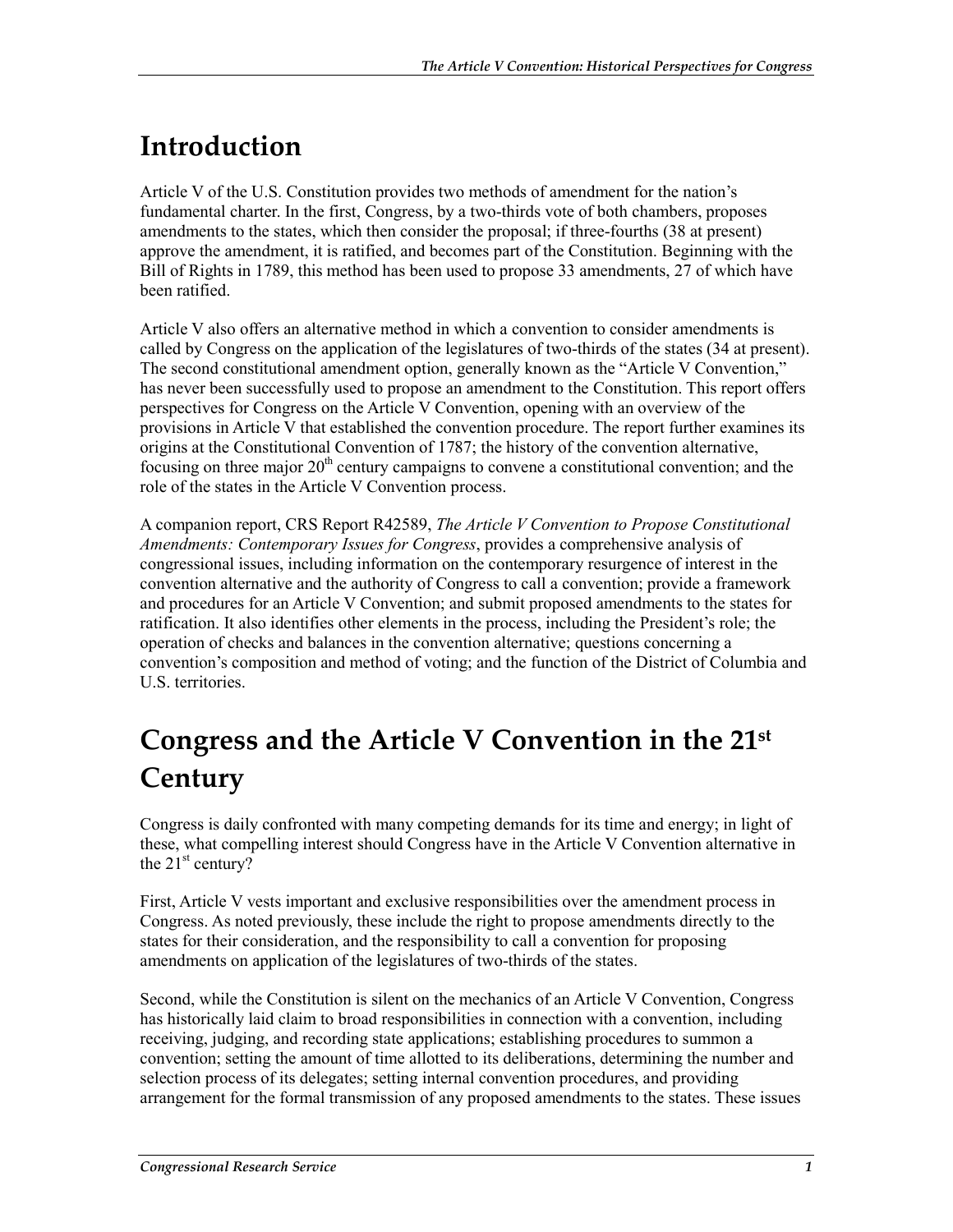# Introduction

Article V of the U.S. Constitution provides two methods of amendment for the nation's fundamental charter. In the first, Congress, by a two-thirds vote of both chambers, proposes amendments to the states, which then consider the proposal; if three-fourths (38 at present) approve the amendment, it is ratified, and becomes part of the Constitution. Beginning with the Bill of Rights in 1789, this method has been used to propose 33 amendments, 27 of which have been ratified.

Article V also offers an alternative method in which a convention to consider amendments is called by Congress on the application of the legislatures of two-thirds of the states (34 at present). The second constitutional amendment option, generally known as the "Article V Convention," has never been successfully used to propose an amendment to the Constitution. This report offers perspectives for Congress on the Article V Convention, opening with an overview of the provisions in Article V that established the convention procedure. The report further examines its origins at the Constitutional Convention of 1787; the history of the convention alternative, focusing on three major 20th century campaigns to convene a constitutional convention; and the role of the states in the Article V Convention process.

A companion report, CRS Report R42589, *The Article V Convention to Propose Constitutional Amendments: Contemporary Issues for Congress*, provides a comprehensive analysis of congressional issues, including information on the contemporary resurgence of interest in the convention alternative and the authority of Congress to call a convention; provide a framework and procedures for an Article V Convention; and submit proposed amendments to the states for ratification. It also identifies other elements in the process, including the President's role; the operation of checks and balances in the convention alternative; questions concerning a convention's composition and method of voting; and the function of the District of Columbia and U.S. territories.

# Congress and the Article V Convention in the 21st Century

Congress is daily confronted with many competing demands for its time and energy; in light of these, what compelling interest should Congress have in the Article V Convention alternative in the 21st century?

First, Article V vests important and exclusive responsibilities over the amendment process in Congress. As noted previously, these include the right to propose amendments directly to the states for their consideration, and the responsibility to call a convention for proposing amendments on application of the legislatures of two-thirds of the states.

Second, while the Constitution is silent on the mechanics of an Article V Convention, Congress has historically laid claim to broad responsibilities in connection with a convention, including receiving, judging, and recording state applications; establishing procedures to summon a convention; setting the amount of time allotted to its deliberations, determining the number and selection process of its delegates; setting internal convention procedures, and providing arrangement for the formal transmission of any proposed amendments to the states. These issues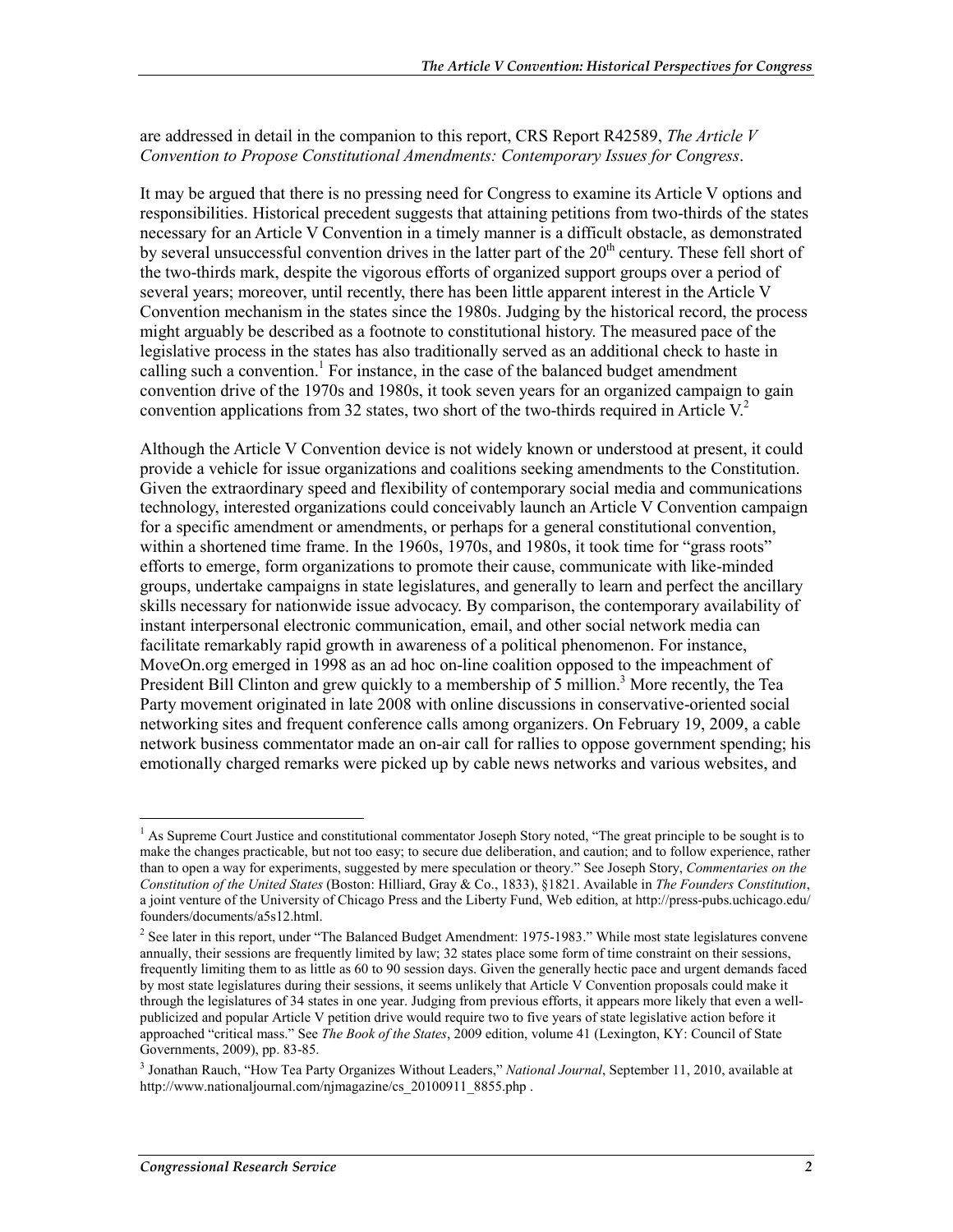are addressed in detail in the companion to this report, CRS Report R42589, *The Article V Convention to Propose Constitutional Amendments: Contemporary Issues for Congress*.

It may be argued that there is no pressing need for Congress to examine its Article V options and responsibilities. Historical precedent suggests that attaining petitions from two-thirds of the states necessary for an Article V Convention in a timely manner is a difficult obstacle, as demonstrated by several unsuccessful convention drives in the latter part of the 20th century. These fell short of the two-thirds mark, despite the vigorous efforts of organized support groups over a period of several years; moreover, until recently, there has been little apparent interest in the Article V Convention mechanism in the states since the 1980s. Judging by the historical record, the process might arguably be described as a footnote to constitutional history. The measured pace of the legislative process in the states has also traditionally served as an additional check to haste in calling such a convention.[1] For instance, in the case of the balanced budget amendment convention drive of the 1970s and 1980s, it took seven years for an organized campaign to gain convention applications from 32 states, two short of the two-thirds required in Article V.[2]

Although the Article V Convention device is not widely known or understood at present, it could provide a vehicle for issue organizations and coalitions seeking amendments to the Constitution. Given the extraordinary speed and flexibility of contemporary social media and communications technology, interested organizations could conceivably launch an Article V Convention campaign for a specific amendment or amendments, or perhaps for a general constitutional convention, within a shortened time frame. In the 1960s, 1970s, and 1980s, it took time for "grass roots" efforts to emerge, form organizations to promote their cause, communicate with like-minded groups, undertake campaigns in state legislatures, and generally to learn and perfect the ancillary skills necessary for nationwide issue advocacy. By comparison, the contemporary availability of instant interpersonal electronic communication, email, and other social network media can facilitate remarkably rapid growth in awareness of a political phenomenon. For instance, MoveOn.org emerged in 1998 as an ad hoc on-line coalition opposed to the impeachment of President Bill Clinton and grew quickly to a membership of 5 million.[3] More recently, the Tea Party movement originated in late 2008 with online discussions in conservative-oriented social networking sites and frequent conference calls among organizers. On February 19, 2009, a cable network business commentator made an on-air call for rallies to oppose government spending; his emotionally charged remarks were picked up by cable news networks and various websites, and

---

[1] As Supreme Court Justice and constitutional commentator Joseph Story noted, "The great principle to be sought is to make the changes practicable, but not too easy; to secure due deliberation, and caution; and to follow experience, rather than to open a way for experiments, suggested by mere speculation or theory." See Joseph Story, *Commentaries on the Constitution of the United States* (Boston: Hilliard, Gray & Co., 1833), §1821. Available in *The Founders Constitution*, a joint venture of the University of Chicago Press and the Liberty Fund, Web edition, at http://press-pubs.uchicago.edu/founders/documents/a5s12.html.

[2] See later in this report, under "The Balanced Budget Amendment: 1975-1983." While most state legislatures convene annually, their sessions are frequently limited by law; 32 states place some form of time constraint on their sessions, frequently limiting them to as little as 60 to 90 session days. Given the generally hectic pace and urgent demands faced by most state legislatures during their sessions, it seems unlikely that Article V Convention proposals could make it through the legislatures of 34 states in one year. Judging from previous efforts, it appears more likely that even a well-publicized and popular Article V petition drive would require two to five years of state legislative action before it approached "critical mass." See *The Book of the States*, 2009 edition, volume 41 (Lexington, KY: Council of State Governments, 2009), pp. 83-85.

[3] Jonathan Rauch, "How Tea Party Organizes Without Leaders," *National Journal*, September 11, 2010, available at http://www.nationaljournal.com/njmagazine/cs_20100911_8855.php .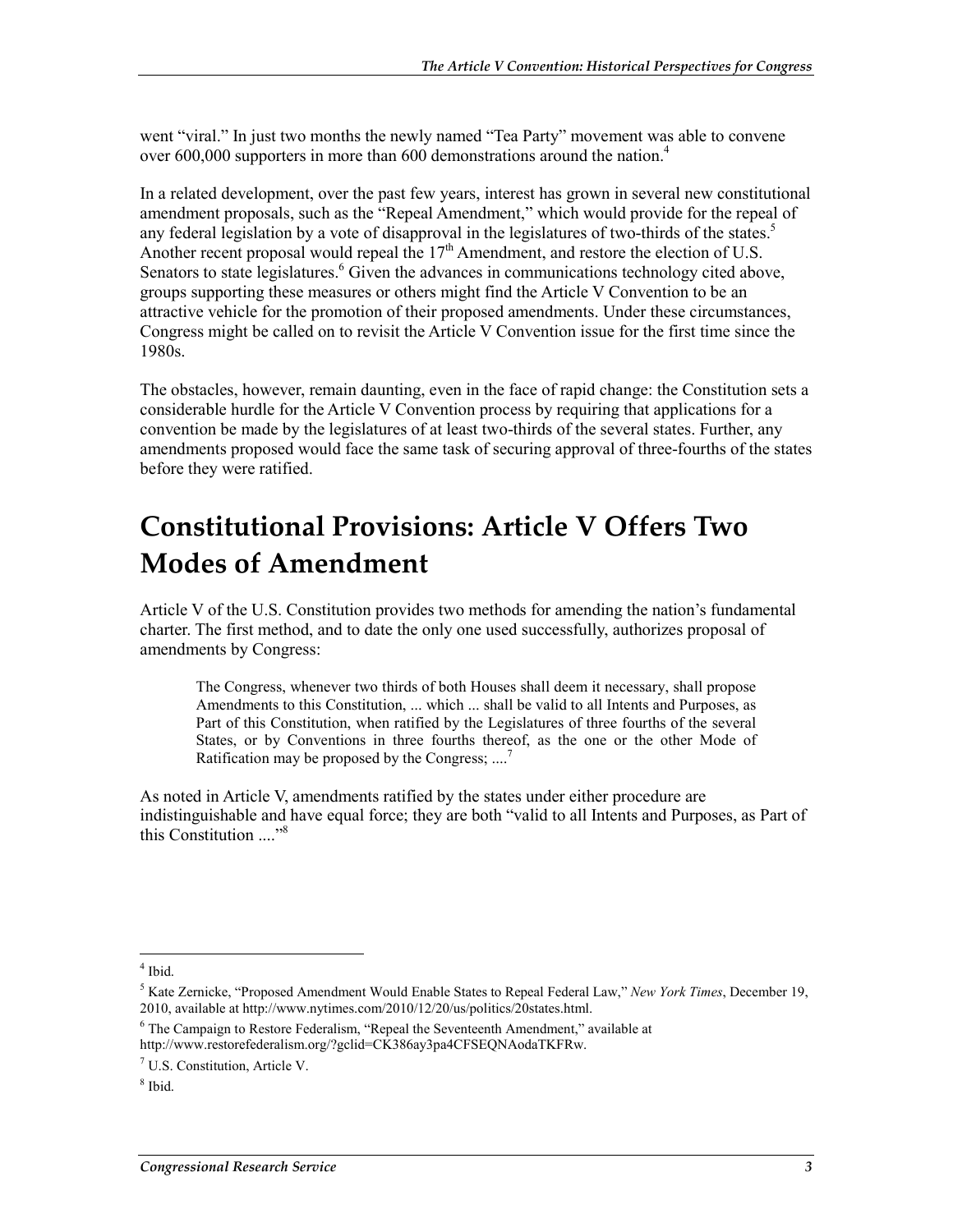went "viral." In just two months the newly named "Tea Party" movement was able to convene over 600,000 supporters in more than 600 demonstrations around the nation.[4]

In a related development, over the past few years, interest has grown in several new constitutional amendment proposals, such as the "Repeal Amendment," which would provide for the repeal of any federal legislation by a vote of disapproval in the legislatures of two-thirds of the states.[5] Another recent proposal would repeal the 17th Amendment, and restore the election of U.S. Senators to state legislatures.[6] Given the advances in communications technology cited above, groups supporting these measures or others might find the Article V Convention to be an attractive vehicle for the promotion of their proposed amendments. Under these circumstances, Congress might be called on to revisit the Article V Convention issue for the first time since the 1980s.

The obstacles, however, remain daunting, even in the face of rapid change: the Constitution sets a considerable hurdle for the Article V Convention process by requiring that applications for a convention be made by the legislatures of at least two-thirds of the several states. Further, any amendments proposed would face the same task of securing approval of three-fourths of the states before they were ratified.

# Constitutional Provisions: Article V Offers Two Modes of Amendment

Article V of the U.S. Constitution provides two methods for amending the nation's fundamental charter. The first method, and to date the only one used successfully, authorizes proposal of amendments by Congress:

> The Congress, whenever two thirds of both Houses shall deem it necessary, shall propose Amendments to this Constitution, ... which ... shall be valid to all Intents and Purposes, as Part of this Constitution, when ratified by the Legislatures of three fourths of the several States, or by Conventions in three fourths thereof, as the one or the other Mode of Ratification may be proposed by the Congress; ....[7]

As noted in Article V, amendments ratified by the states under either procedure are indistinguishable and have equal force; they are both "valid to all Intents and Purposes, as Part of this Constitution ...."[8]

---

[4] Ibid.

[5] Kate Zernicke, "Proposed Amendment Would Enable States to Repeal Federal Law," *New York Times*, December 19, 2010, available at http://www.nytimes.com/2010/12/20/us/politics/20states.html.

[6] The Campaign to Restore Federalism, "Repeal the Seventeenth Amendment," available at http://www.restorefederalism.org/?gclid=CK386ay3pa4CFSEQNAodaTKFRw.

[7] U.S. Constitution, Article V.

[8] Ibid.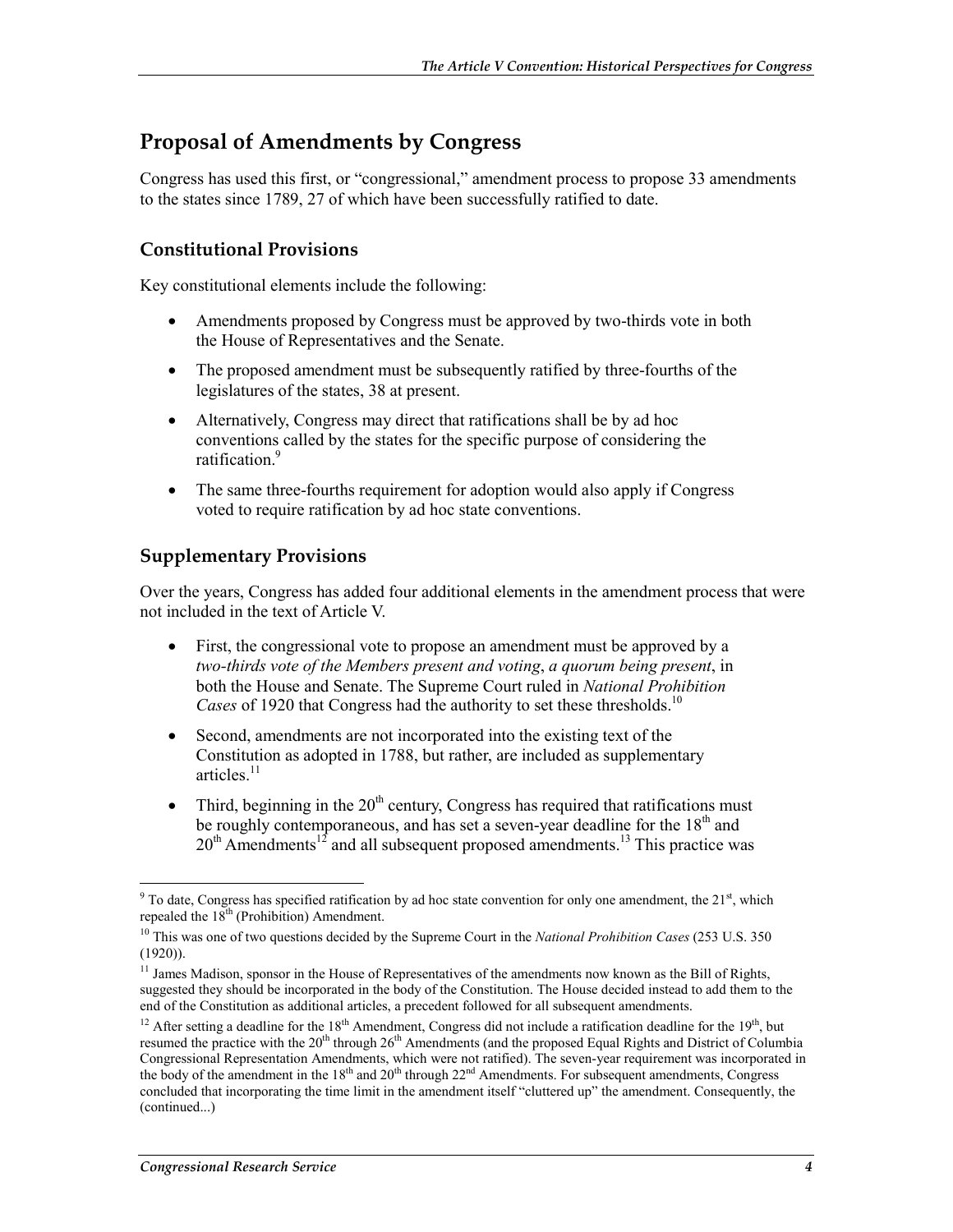## Proposal of Amendments by Congress

Congress has used this first, or "congressional," amendment process to propose 33 amendments to the states since 1789, 27 of which have been successfully ratified to date.

### Constitutional Provisions

Key constitutional elements include the following:

- Amendments proposed by Congress must be approved by two-thirds vote in both the House of Representatives and the Senate.
- The proposed amendment must be subsequently ratified by three-fourths of the legislatures of the states, 38 at present.
- Alternatively, Congress may direct that ratifications shall be by ad hoc conventions called by the states for the specific purpose of considering the ratification.[9]
- The same three-fourths requirement for adoption would also apply if Congress voted to require ratification by ad hoc state conventions.

### Supplementary Provisions

Over the years, Congress has added four additional elements in the amendment process that were not included in the text of Article V.

- First, the congressional vote to propose an amendment must be approved by a *two-thirds vote of the Members present and voting*, *a quorum being present*, in both the House and Senate. The Supreme Court ruled in *National Prohibition Cases* of 1920 that Congress had the authority to set these thresholds.[10]
- Second, amendments are not incorporated into the existing text of the Constitution as adopted in 1788, but rather, are included as supplementary articles.[11]
- Third, beginning in the 20th century, Congress has required that ratifications must be roughly contemporaneous, and has set a seven-year deadline for the 18th and 20th Amendments[12] and all subsequent proposed amendments.[13] This practice was

---

[9] To date, Congress has specified ratification by ad hoc state convention for only one amendment, the 21st, which repealed the 18th (Prohibition) Amendment.

[10] This was one of two questions decided by the Supreme Court in the *National Prohibition Cases* (253 U.S. 350 (1920)).

[11] James Madison, sponsor in the House of Representatives of the amendments now known as the Bill of Rights, suggested they should be incorporated in the body of the Constitution. The House decided instead to add them to the end of the Constitution as additional articles, a precedent followed for all subsequent amendments.

[12] After setting a deadline for the 18th Amendment, Congress did not include a ratification deadline for the 19th, but resumed the practice with the 20th through 26th Amendments (and the proposed Equal Rights and District of Columbia Congressional Representation Amendments, which were not ratified). The seven-year requirement was incorporated in the body of the amendment in the 18th and 20th through 22nd Amendments. For subsequent amendments, Congress concluded that incorporating the time limit in the amendment itself "cluttered up" the amendment. Consequently, the (continued...)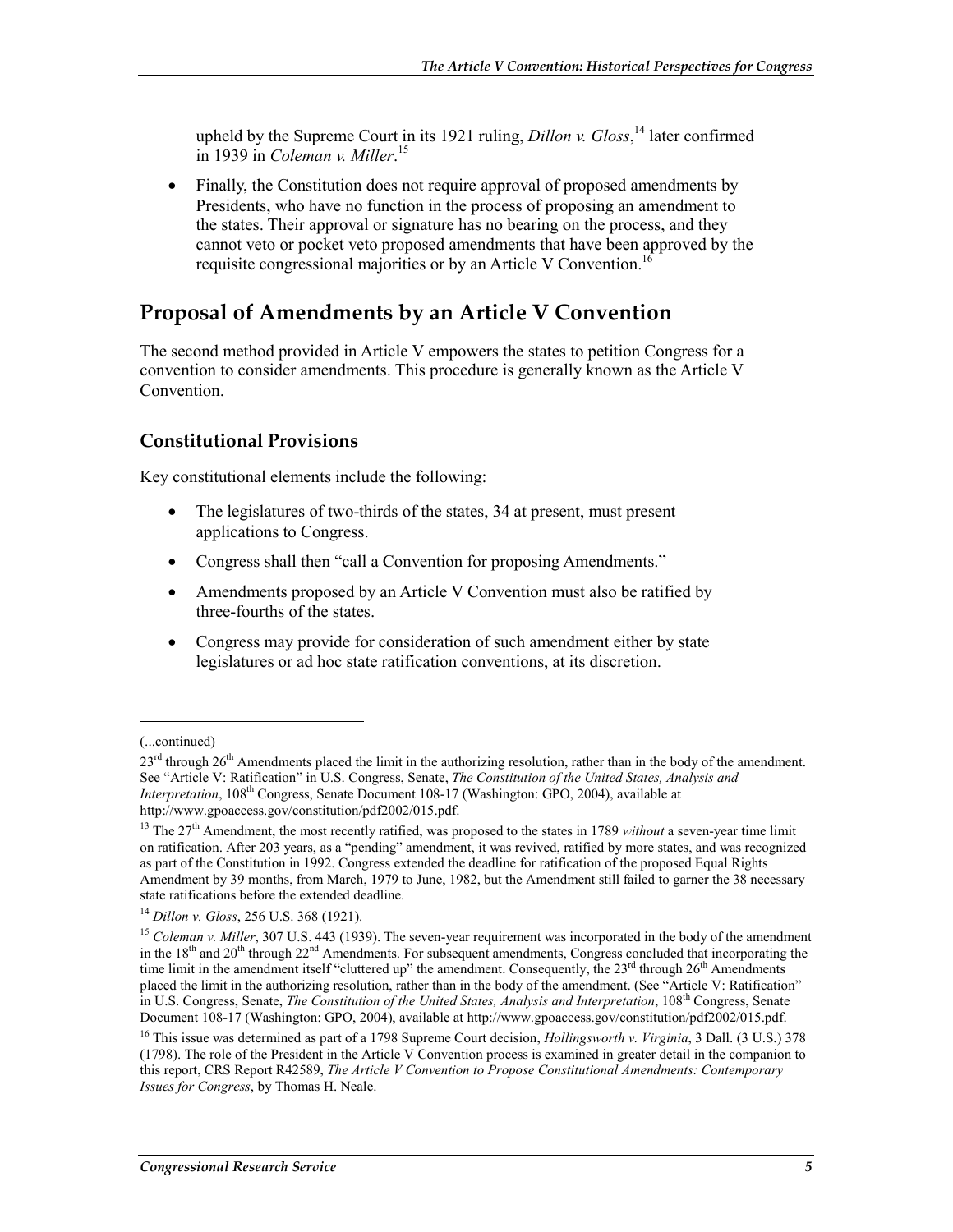upheld by the Supreme Court in its 1921 ruling, *Dillon v. Gloss*,[14] later confirmed in 1939 in *Coleman v. Miller*.[15]

- Finally, the Constitution does not require approval of proposed amendments by Presidents, who have no function in the process of proposing an amendment to the states. Their approval or signature has no bearing on the process, and they cannot veto or pocket veto proposed amendments that have been approved by the requisite congressional majorities or by an Article V Convention.[16]

## Proposal of Amendments by an Article V Convention

The second method provided in Article V empowers the states to petition Congress for a convention to consider amendments. This procedure is generally known as the Article V Convention.

### Constitutional Provisions

Key constitutional elements include the following:

- The legislatures of two-thirds of the states, 34 at present, must present applications to Congress.
- Congress shall then "call a Convention for proposing Amendments."
- Amendments proposed by an Article V Convention must also be ratified by three-fourths of the states.
- Congress may provide for consideration of such amendment either by state legislatures or ad hoc state ratification conventions, at its discretion.

---

(...continued)

23rd through 26th Amendments placed the limit in the authorizing resolution, rather than in the body of the amendment. See "Article V: Ratification" in U.S. Congress, Senate, *The Constitution of the United States, Analysis and Interpretation*, 108th Congress, Senate Document 108-17 (Washington: GPO, 2004), available at http://www.gpoaccess.gov/constitution/pdf2002/015.pdf.

[13] The 27th Amendment, the most recently ratified, was proposed to the states in 1789 *without* a seven-year time limit on ratification. After 203 years, as a "pending" amendment, it was revived, ratified by more states, and was recognized as part of the Constitution in 1992. Congress extended the deadline for ratification of the proposed Equal Rights Amendment by 39 months, from March, 1979 to June, 1982, but the Amendment still failed to garner the 38 necessary state ratifications before the extended deadline.

[14] *Dillon v. Gloss*, 256 U.S. 368 (1921).

[15] *Coleman v. Miller*, 307 U.S. 443 (1939). The seven-year requirement was incorporated in the body of the amendment in the 18th and 20th through 22nd Amendments. For subsequent amendments, Congress concluded that incorporating the time limit in the amendment itself "cluttered up" the amendment. Consequently, the 23rd through 26th Amendments placed the limit in the authorizing resolution, rather than in the body of the amendment. (See "Article V: Ratification" in U.S. Congress, Senate, *The Constitution of the United States, Analysis and Interpretation*, 108th Congress, Senate Document 108-17 (Washington: GPO, 2004), available at http://www.gpoaccess.gov/constitution/pdf2002/015.pdf.

[16] This issue was determined as part of a 1798 Supreme Court decision, *Hollingsworth v. Virginia*, 3 Dall. (3 U.S.) 378 (1798). The role of the President in the Article V Convention process is examined in greater detail in the companion to this report, CRS Report R42589, *The Article V Convention to Propose Constitutional Amendments: Contemporary Issues for Congress*, by Thomas H. Neale.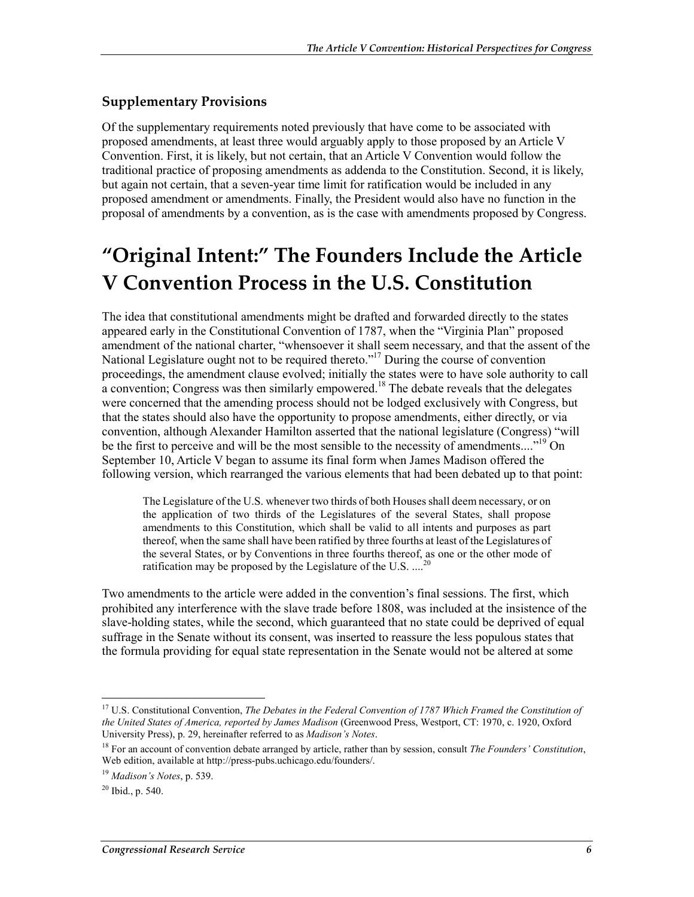### Supplementary Provisions

Of the supplementary requirements noted previously that have come to be associated with proposed amendments, at least three would arguably apply to those proposed by an Article V Convention. First, it is likely, but not certain, that an Article V Convention would follow the traditional practice of proposing amendments as addenda to the Constitution. Second, it is likely, but again not certain, that a seven-year time limit for ratification would be included in any proposed amendment or amendments. Finally, the President would also have no function in the proposal of amendments by a convention, as is the case with amendments proposed by Congress.

# "Original Intent:" The Founders Include the Article V Convention Process in the U.S. Constitution

The idea that constitutional amendments might be drafted and forwarded directly to the states appeared early in the Constitutional Convention of 1787, when the "Virginia Plan" proposed amendment of the national charter, "whensoever it shall seem necessary, and that the assent of the National Legislature ought not to be required thereto."[17] During the course of convention proceedings, the amendment clause evolved; initially the states were to have sole authority to call a convention; Congress was then similarly empowered.[18] The debate reveals that the delegates were concerned that the amending process should not be lodged exclusively with Congress, but that the states should also have the opportunity to propose amendments, either directly, or via convention, although Alexander Hamilton asserted that the national legislature (Congress) "will be the first to perceive and will be the most sensible to the necessity of amendments...."[19] On September 10, Article V began to assume its final form when James Madison offered the following version, which rearranged the various elements that had been debated up to that point:

> The Legislature of the U.S. whenever two thirds of both Houses shall deem necessary, or on the application of two thirds of the Legislatures of the several States, shall propose amendments to this Constitution, which shall be valid to all intents and purposes as part thereof, when the same shall have been ratified by three fourths at least of the Legislatures of the several States, or by Conventions in three fourths thereof, as one or the other mode of ratification may be proposed by the Legislature of the U.S. ....[20]

Two amendments to the article were added in the convention's final sessions. The first, which prohibited any interference with the slave trade before 1808, was included at the insistence of the slave-holding states, while the second, which guaranteed that no state could be deprived of equal suffrage in the Senate without its consent, was inserted to reassure the less populous states that the formula providing for equal state representation in the Senate would not be altered at some

---

[17] U.S. Constitutional Convention, *The Debates in the Federal Convention of 1787 Which Framed the Constitution of the United States of America, reported by James Madison* (Greenwood Press, Westport, CT: 1970, c. 1920, Oxford University Press), p. 29, hereinafter referred to as *Madison's Notes*.

[18] For an account of convention debate arranged by article, rather than by session, consult *The Founders' Constitution*, Web edition, available at http://press-pubs.uchicago.edu/founders/.

[19] *Madison's Notes*, p. 539.

[20] Ibid., p. 540.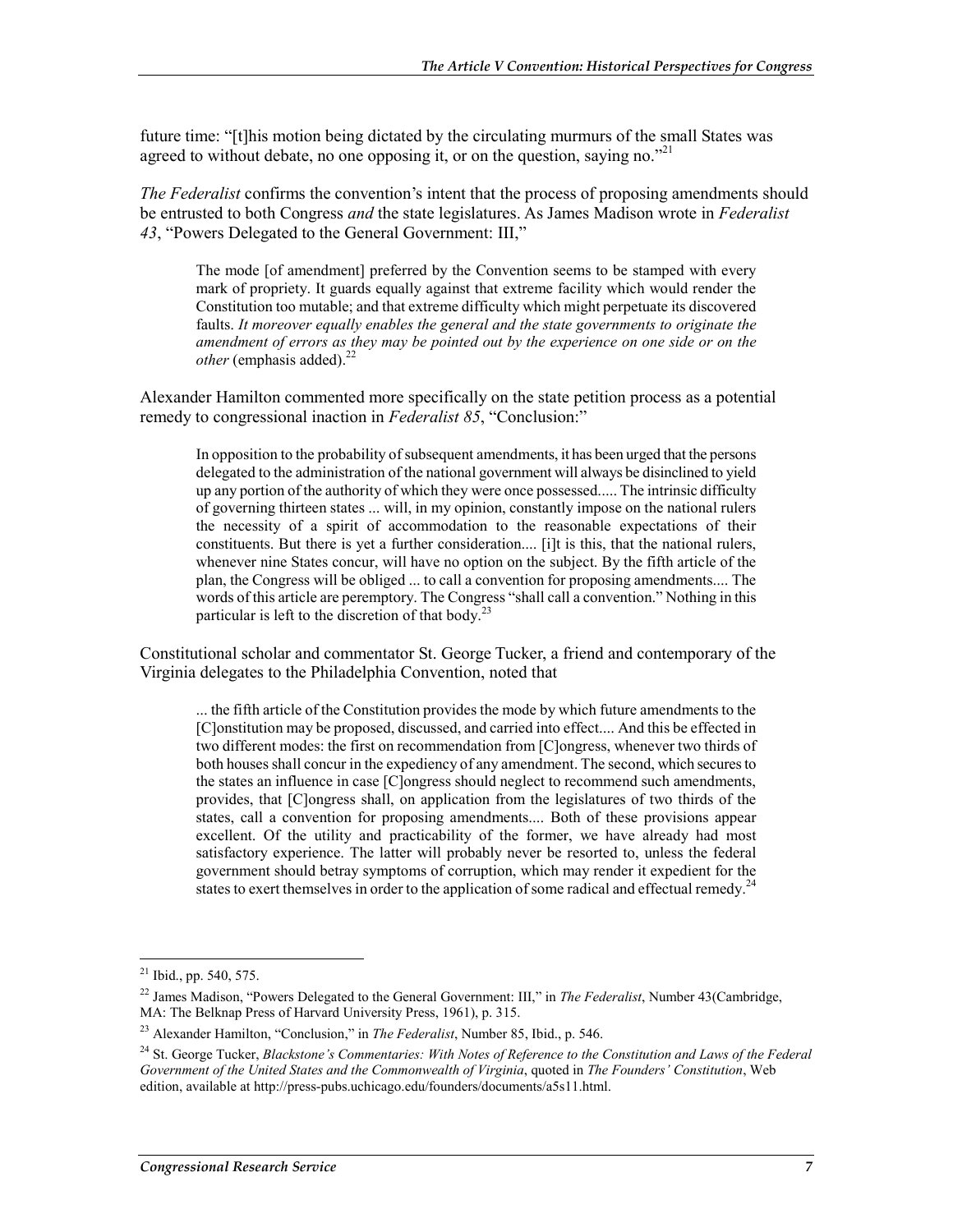future time: "[t]his motion being dictated by the circulating murmurs of the small States was agreed to without debate, no one opposing it, or on the question, saying no."[21]

*The Federalist* confirms the convention's intent that the process of proposing amendments should be entrusted to both Congress *and* the state legislatures. As James Madison wrote in *Federalist 43*, "Powers Delegated to the General Government: III,"

> The mode [of amendment] preferred by the Convention seems to be stamped with every mark of propriety. It guards equally against that extreme facility which would render the Constitution too mutable; and that extreme difficulty which might perpetuate its discovered faults. *It moreover equally enables the general and the state governments to originate the amendment of errors as they may be pointed out by the experience on one side or on the other* (emphasis added).[22]

Alexander Hamilton commented more specifically on the state petition process as a potential remedy to congressional inaction in *Federalist 85*, "Conclusion:"

> In opposition to the probability of subsequent amendments, it has been urged that the persons delegated to the administration of the national government will always be disinclined to yield up any portion of the authority of which they were once possessed..... The intrinsic difficulty of governing thirteen states ... will, in my opinion, constantly impose on the national rulers the necessity of a spirit of accommodation to the reasonable expectations of their constituents. But there is yet a further consideration.... [i]t is this, that the national rulers, whenever nine States concur, will have no option on the subject. By the fifth article of the plan, the Congress will be obliged ... to call a convention for proposing amendments.... The words of this article are peremptory. The Congress "shall call a convention." Nothing in this particular is left to the discretion of that body.[23]

Constitutional scholar and commentator St. George Tucker, a friend and contemporary of the Virginia delegates to the Philadelphia Convention, noted that

> ... the fifth article of the Constitution provides the mode by which future amendments to the [C]onstitution may be proposed, discussed, and carried into effect.... And this be effected in two different modes: the first on recommendation from [C]ongress, whenever two thirds of both houses shall concur in the expediency of any amendment. The second, which secures to the states an influence in case [C]ongress should neglect to recommend such amendments, provides, that [C]ongress shall, on application from the legislatures of two thirds of the states, call a convention for proposing amendments.... Both of these provisions appear excellent. Of the utility and practicability of the former, we have already had most satisfactory experience. The latter will probably never be resorted to, unless the federal government should betray symptoms of corruption, which may render it expedient for the states to exert themselves in order to the application of some radical and effectual remedy.[24]

---

[21] Ibid., pp. 540, 575.

[22] James Madison, "Powers Delegated to the General Government: III," in *The Federalist*, Number 43(Cambridge, MA: The Belknap Press of Harvard University Press, 1961), p. 315.

[23] Alexander Hamilton, "Conclusion," in *The Federalist*, Number 85, Ibid., p. 546.

[24] St. George Tucker, *Blackstone's Commentaries: With Notes of Reference to the Constitution and Laws of the Federal Government of the United States and the Commonwealth of Virginia*, quoted in *The Founders' Constitution*, Web edition, available at http://press-pubs.uchicago.edu/founders/documents/a5s11.html.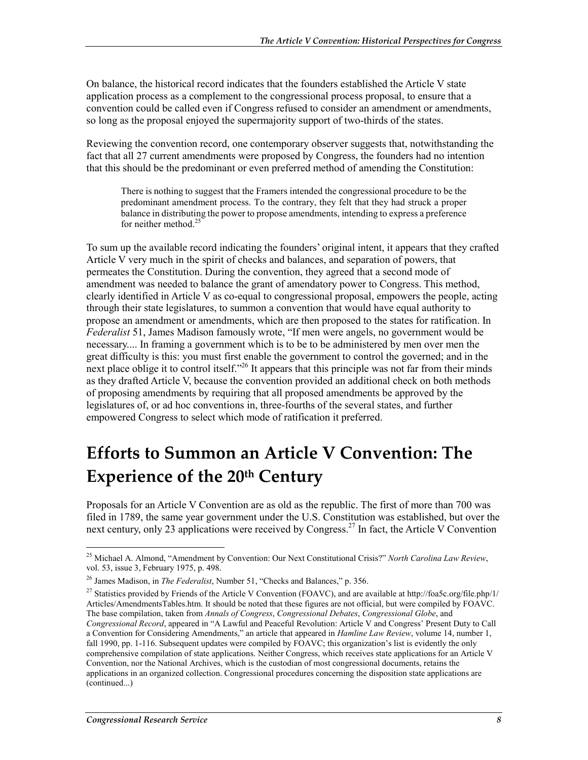On balance, the historical record indicates that the founders established the Article V state application process as a complement to the congressional process proposal, to ensure that a convention could be called even if Congress refused to consider an amendment or amendments, so long as the proposal enjoyed the supermajority support of two-thirds of the states.

Reviewing the convention record, one contemporary observer suggests that, notwithstanding the fact that all 27 current amendments were proposed by Congress, the founders had no intention that this should be the predominant or even preferred method of amending the Constitution:

> There is nothing to suggest that the Framers intended the congressional procedure to be the predominant amendment process. To the contrary, they felt that they had struck a proper balance in distributing the power to propose amendments, intending to express a preference for neither method.[25]

To sum up the available record indicating the founders' original intent, it appears that they crafted Article V very much in the spirit of checks and balances, and separation of powers, that permeates the Constitution. During the convention, they agreed that a second mode of amendment was needed to balance the grant of amendatory power to Congress. This method, clearly identified in Article V as co-equal to congressional proposal, empowers the people, acting through their state legislatures, to summon a convention that would have equal authority to propose an amendment or amendments, which are then proposed to the states for ratification. In *Federalist* 51, James Madison famously wrote, "If men were angels, no government would be necessary.... In framing a government which is to be to be administered by men over men the great difficulty is this: you must first enable the government to control the governed; and in the next place oblige it to control itself."[26] It appears that this principle was not far from their minds as they drafted Article V, because the convention provided an additional check on both methods of proposing amendments by requiring that all proposed amendments be approved by the legislatures of, or ad hoc conventions in, three-fourths of the several states, and further empowered Congress to select which mode of ratification it preferred.

# Efforts to Summon an Article V Convention: The Experience of the 20th Century

Proposals for an Article V Convention are as old as the republic. The first of more than 700 was filed in 1789, the same year government under the U.S. Constitution was established, but over the next century, only 23 applications were received by Congress.[27] In fact, the Article V Convention

---

[25] Michael A. Almond, "Amendment by Convention: Our Next Constitutional Crisis?" *North Carolina Law Review*, vol. 53, issue 3, February 1975, p. 498.

[26] James Madison, in *The Federalist*, Number 51, "Checks and Balances," p. 356.

[27] Statistics provided by Friends of the Article V Convention (FOAVC), and are available at http://foa5c.org/file.php/1/Articles/AmendmentsTables.htm. It should be noted that these figures are not official, but were compiled by FOAVC. The base compilation, taken from *Annals of Congress*, *Congressional Debates*, *Congressional Globe*, and *Congressional Record*, appeared in "A Lawful and Peaceful Revolution: Article V and Congress' Present Duty to Call a Convention for Considering Amendments," an article that appeared in *Hamline Law Review*, volume 14, number 1, fall 1990, pp. 1-116. Subsequent updates were compiled by FOAVC; this organization's list is evidently the only comprehensive compilation of state applications. Neither Congress, which receives state applications for an Article V Convention, nor the National Archives, which is the custodian of most congressional documents, retains the applications in an organized collection. Congressional procedures concerning the disposition state applications are (continued...)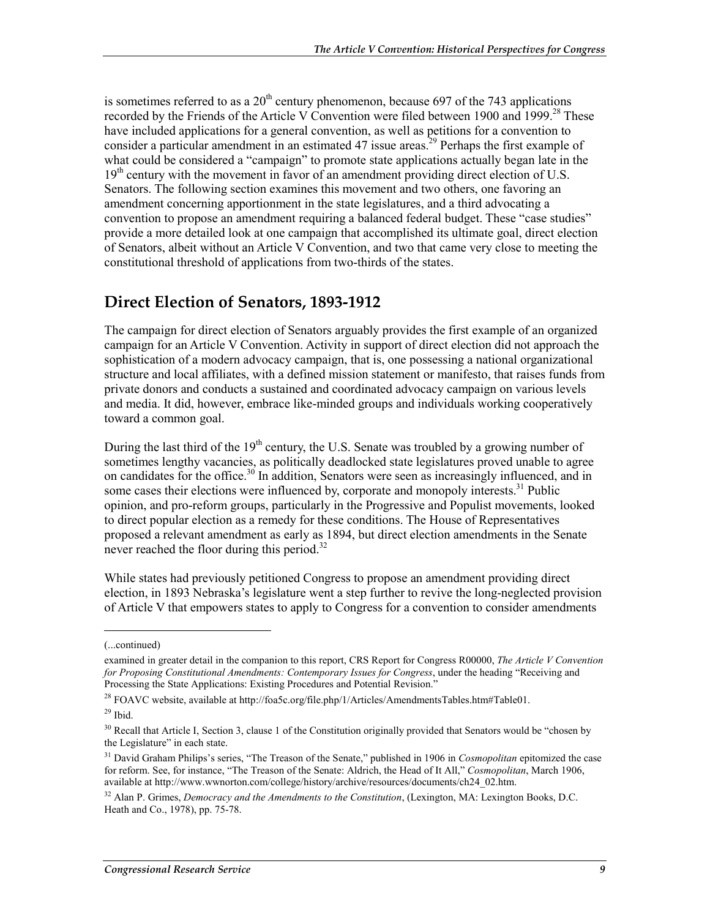is sometimes referred to as a 20th century phenomenon, because 697 of the 743 applications recorded by the Friends of the Article V Convention were filed between 1900 and 1999.[28] These have included applications for a general convention, as well as petitions for a convention to consider a particular amendment in an estimated 47 issue areas.[29] Perhaps the first example of what could be considered a "campaign" to promote state applications actually began late in the 19th century with the movement in favor of an amendment providing direct election of U.S. Senators. The following section examines this movement and two others, one favoring an amendment concerning apportionment in the state legislatures, and a third advocating a convention to propose an amendment requiring a balanced federal budget. These "case studies" provide a more detailed look at one campaign that accomplished its ultimate goal, direct election of Senators, albeit without an Article V Convention, and two that came very close to meeting the constitutional threshold of applications from two-thirds of the states.

## Direct Election of Senators, 1893-1912

The campaign for direct election of Senators arguably provides the first example of an organized campaign for an Article V Convention. Activity in support of direct election did not approach the sophistication of a modern advocacy campaign, that is, one possessing a national organizational structure and local affiliates, with a defined mission statement or manifesto, that raises funds from private donors and conducts a sustained and coordinated advocacy campaign on various levels and media. It did, however, embrace like-minded groups and individuals working cooperatively toward a common goal.

During the last third of the 19th century, the U.S. Senate was troubled by a growing number of sometimes lengthy vacancies, as politically deadlocked state legislatures proved unable to agree on candidates for the office.[30] In addition, Senators were seen as increasingly influenced, and in some cases their elections were influenced by, corporate and monopoly interests.[31] Public opinion, and pro-reform groups, particularly in the Progressive and Populist movements, looked to direct popular election as a remedy for these conditions. The House of Representatives proposed a relevant amendment as early as 1894, but direct election amendments in the Senate never reached the floor during this period.[32]

While states had previously petitioned Congress to propose an amendment providing direct election, in 1893 Nebraska's legislature went a step further to revive the long-neglected provision of Article V that empowers states to apply to Congress for a convention to consider amendments

---

(...continued)

examined in greater detail in the companion to this report, CRS Report for Congress R00000, *The Article V Convention for Proposing Constitutional Amendments: Contemporary Issues for Congress*, under the heading "Receiving and Processing the State Applications: Existing Procedures and Potential Revision."

[28] FOAVC website, available at http://foa5c.org/file.php/1/Articles/AmendmentsTables.htm#Table01.

[29] Ibid.

[30] Recall that Article I, Section 3, clause 1 of the Constitution originally provided that Senators would be "chosen by the Legislature" in each state.

[31] David Graham Philips's series, "The Treason of the Senate," published in 1906 in *Cosmopolitan* epitomized the case for reform. See, for instance, "The Treason of the Senate: Aldrich, the Head of It All," *Cosmopolitan*, March 1906, available at http://www.wwnorton.com/college/history/archive/resources/documents/ch24_02.htm.

[32] Alan P. Grimes, *Democracy and the Amendments to the Constitution*, (Lexington, MA: Lexington Books, D.C. Heath and Co., 1978), pp. 75-78.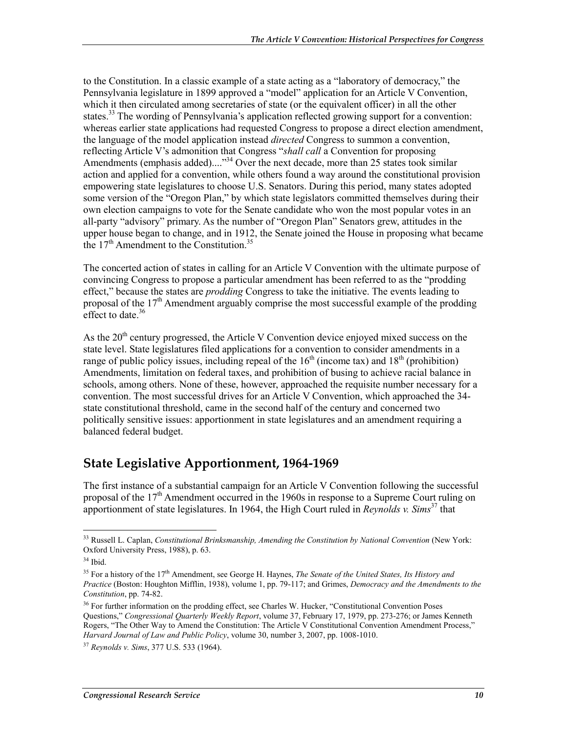to the Constitution. In a classic example of a state acting as a "laboratory of democracy," the Pennsylvania legislature in 1899 approved a "model" application for an Article V Convention, which it then circulated among secretaries of state (or the equivalent officer) in all the other states.[33] The wording of Pennsylvania's application reflected growing support for a convention: whereas earlier state applications had requested Congress to propose a direct election amendment, the language of the model application instead *directed* Congress to summon a convention, reflecting Article V's admonition that Congress "*shall call* a Convention for proposing Amendments (emphasis added)...."[34] Over the next decade, more than 25 states took similar action and applied for a convention, while others found a way around the constitutional provision empowering state legislatures to choose U.S. Senators. During this period, many states adopted some version of the "Oregon Plan," by which state legislators committed themselves during their own election campaigns to vote for the Senate candidate who won the most popular votes in an all-party "advisory" primary. As the number of "Oregon Plan" Senators grew, attitudes in the upper house began to change, and in 1912, the Senate joined the House in proposing what became the 17th Amendment to the Constitution.[35]

The concerted action of states in calling for an Article V Convention with the ultimate purpose of convincing Congress to propose a particular amendment has been referred to as the "prodding effect," because the states are *prodding* Congress to take the initiative. The events leading to proposal of the 17th Amendment arguably comprise the most successful example of the prodding effect to date.[36]

As the 20th century progressed, the Article V Convention device enjoyed mixed success on the state level. State legislatures filed applications for a convention to consider amendments in a range of public policy issues, including repeal of the 16th (income tax) and 18th (prohibition) Amendments, limitation on federal taxes, and prohibition of busing to achieve racial balance in schools, among others. None of these, however, approached the requisite number necessary for a convention. The most successful drives for an Article V Convention, which approached the 34-state constitutional threshold, came in the second half of the century and concerned two politically sensitive issues: apportionment in state legislatures and an amendment requiring a balanced federal budget.

## State Legislative Apportionment, 1964-1969

The first instance of a substantial campaign for an Article V Convention following the successful proposal of the 17th Amendment occurred in the 1960s in response to a Supreme Court ruling on apportionment of state legislatures. In 1964, the High Court ruled in *Reynolds v. Sims*[37] that

---

[33] Russell L. Caplan, *Constitutional Brinksmanship, Amending the Constitution by National Convention* (New York: Oxford University Press, 1988), p. 63.

[34] Ibid.

[35] For a history of the 17th Amendment, see George H. Haynes, *The Senate of the United States, Its History and Practice* (Boston: Houghton Mifflin, 1938), volume 1, pp. 79-117; and Grimes, *Democracy and the Amendments to the Constitution*, pp. 74-82.

[36] For further information on the prodding effect, see Charles W. Hucker, "Constitutional Convention Poses Questions," *Congressional Quarterly Weekly Report*, volume 37, February 17, 1979, pp. 273-276; or James Kenneth Rogers, "The Other Way to Amend the Constitution: The Article V Constitutional Convention Amendment Process," *Harvard Journal of Law and Public Policy*, volume 30, number 3, 2007, pp. 1008-1010.

[37] *Reynolds v. Sims*, 377 U.S. 533 (1964).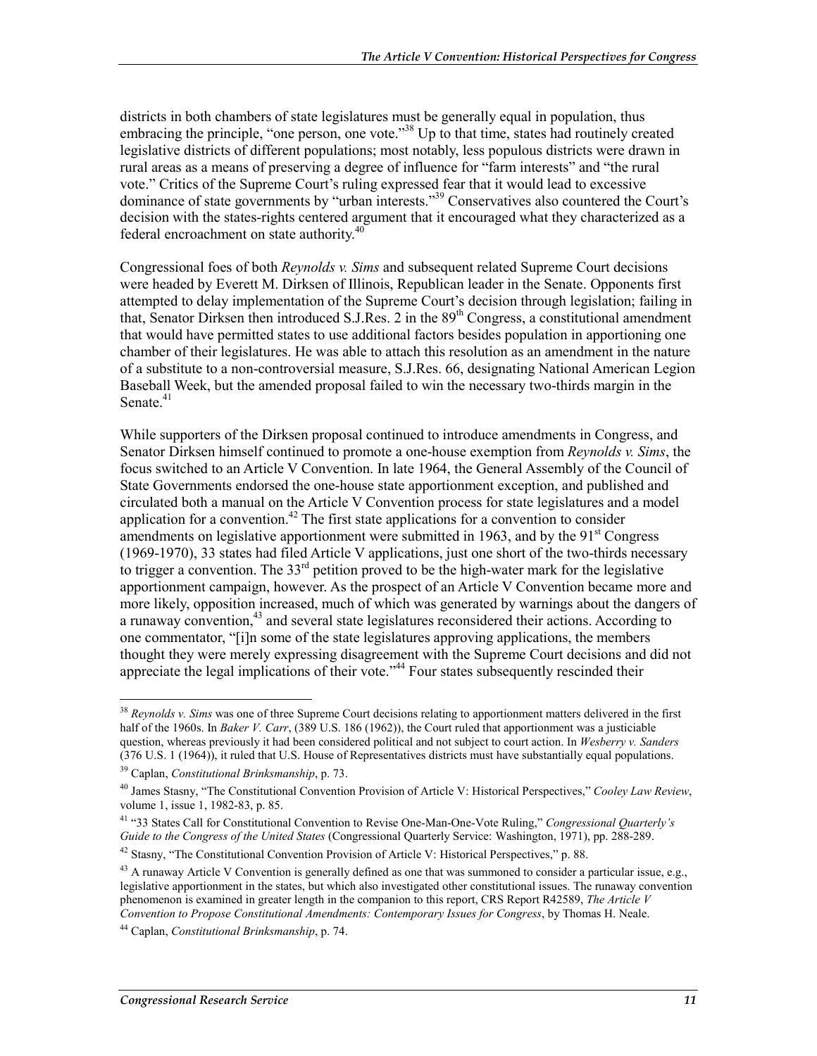districts in both chambers of state legislatures must be generally equal in population, thus embracing the principle, "one person, one vote."[38] Up to that time, states had routinely created legislative districts of different populations; most notably, less populous districts were drawn in rural areas as a means of preserving a degree of influence for "farm interests" and "the rural vote." Critics of the Supreme Court's ruling expressed fear that it would lead to excessive dominance of state governments by "urban interests."[39] Conservatives also countered the Court's decision with the states-rights centered argument that it encouraged what they characterized as a federal encroachment on state authority.[40]

Congressional foes of both *Reynolds v. Sims* and subsequent related Supreme Court decisions were headed by Everett M. Dirksen of Illinois, Republican leader in the Senate. Opponents first attempted to delay implementation of the Supreme Court's decision through legislation; failing in that, Senator Dirksen then introduced S.J.Res. 2 in the 89th Congress, a constitutional amendment that would have permitted states to use additional factors besides population in apportioning one chamber of their legislatures. He was able to attach this resolution as an amendment in the nature of a substitute to a non-controversial measure, S.J.Res. 66, designating National American Legion Baseball Week, but the amended proposal failed to win the necessary two-thirds margin in the Senate.[41]

While supporters of the Dirksen proposal continued to introduce amendments in Congress, and Senator Dirksen himself continued to promote a one-house exemption from *Reynolds v. Sims*, the focus switched to an Article V Convention. In late 1964, the General Assembly of the Council of State Governments endorsed the one-house state apportionment exception, and published and circulated both a manual on the Article V Convention process for state legislatures and a model application for a convention.[42] The first state applications for a convention to consider amendments on legislative apportionment were submitted in 1963, and by the 91st Congress (1969-1970), 33 states had filed Article V applications, just one short of the two-thirds necessary to trigger a convention. The 33rd petition proved to be the high-water mark for the legislative apportionment campaign, however. As the prospect of an Article V Convention became more and more likely, opposition increased, much of which was generated by warnings about the dangers of a runaway convention,[43] and several state legislatures reconsidered their actions. According to one commentator, "[i]n some of the state legislatures approving applications, the members thought they were merely expressing disagreement with the Supreme Court decisions and did not appreciate the legal implications of their vote."[44] Four states subsequently rescinded their

---

[38] *Reynolds v. Sims* was one of three Supreme Court decisions relating to apportionment matters delivered in the first half of the 1960s. In *Baker V. Carr*, (389 U.S. 186 (1962)), the Court ruled that apportionment was a justiciable question, whereas previously it had been considered political and not subject to court action. In *Wesberry v. Sanders* (376 U.S. 1 (1964)), it ruled that U.S. House of Representatives districts must have substantially equal populations.

[39] Caplan, *Constitutional Brinksmanship*, p. 73.

[40] James Stasny, "The Constitutional Convention Provision of Article V: Historical Perspectives," *Cooley Law Review*, volume 1, issue 1, 1982-83, p. 85.

[41] "33 States Call for Constitutional Convention to Revise One-Man-One-Vote Ruling," *Congressional Quarterly's Guide to the Congress of the United States* (Congressional Quarterly Service: Washington, 1971), pp. 288-289.

[42] Stasny, "The Constitutional Convention Provision of Article V: Historical Perspectives," p. 88.

[43] A runaway Article V Convention is generally defined as one that was summoned to consider a particular issue, e.g., legislative apportionment in the states, but which also investigated other constitutional issues. The runaway convention phenomenon is examined in greater length in the companion to this report, CRS Report R42589, *The Article V Convention to Propose Constitutional Amendments: Contemporary Issues for Congress*, by Thomas H. Neale.

[44] Caplan, *Constitutional Brinksmanship*, p. 74.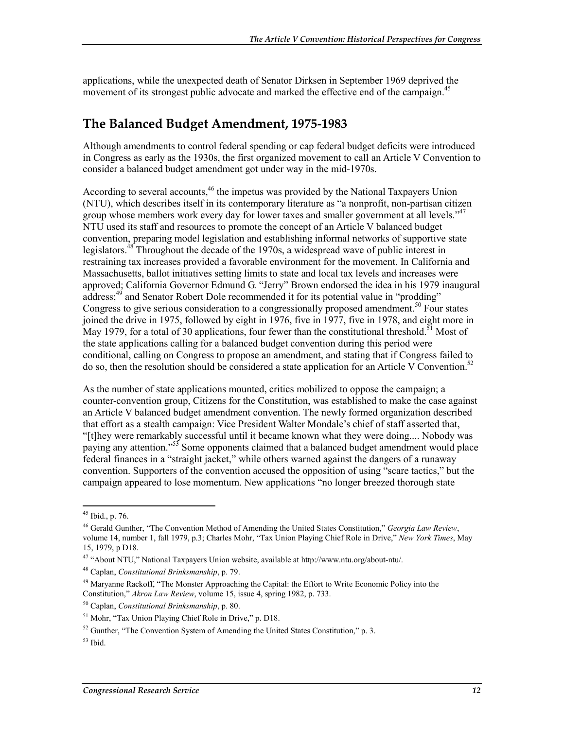applications, while the unexpected death of Senator Dirksen in September 1969 deprived the movement of its strongest public advocate and marked the effective end of the campaign.[45]

## The Balanced Budget Amendment, 1975-1983

Although amendments to control federal spending or cap federal budget deficits were introduced in Congress as early as the 1930s, the first organized movement to call an Article V Convention to consider a balanced budget amendment got under way in the mid-1970s.

According to several accounts,[46] the impetus was provided by the National Taxpayers Union (NTU), which describes itself in its contemporary literature as "a nonprofit, non-partisan citizen group whose members work every day for lower taxes and smaller government at all levels."[47] NTU used its staff and resources to promote the concept of an Article V balanced budget convention, preparing model legislation and establishing informal networks of supportive state legislators.[48] Throughout the decade of the 1970s, a widespread wave of public interest in restraining tax increases provided a favorable environment for the movement. In California and Massachusetts, ballot initiatives setting limits to state and local tax levels and increases were approved; California Governor Edmund G. "Jerry" Brown endorsed the idea in his 1979 inaugural address;[49] and Senator Robert Dole recommended it for its potential value in "prodding" Congress to give serious consideration to a congressionally proposed amendment.[50] Four states joined the drive in 1975, followed by eight in 1976, five in 1977, five in 1978, and eight more in May 1979, for a total of 30 applications, four fewer than the constitutional threshold.[51] Most of the state applications calling for a balanced budget convention during this period were conditional, calling on Congress to propose an amendment, and stating that if Congress failed to do so, then the resolution should be considered a state application for an Article V Convention.[52]

As the number of state applications mounted, critics mobilized to oppose the campaign; a counter-convention group, Citizens for the Constitution, was established to make the case against an Article V balanced budget amendment convention. The newly formed organization described that effort as a stealth campaign: Vice President Walter Mondale's chief of staff asserted that, "[t]hey were remarkably successful until it became known what they were doing.... Nobody was paying any attention."[53] Some opponents claimed that a balanced budget amendment would place federal finances in a "straight jacket," while others warned against the dangers of a runaway convention. Supporters of the convention accused the opposition of using "scare tactics," but the campaign appeared to lose momentum. New applications "no longer breezed thorough state

---

[45] Ibid., p. 76.

[46] Gerald Gunther, "The Convention Method of Amending the United States Constitution," *Georgia Law Review*, volume 14, number 1, fall 1979, p.3; Charles Mohr, "Tax Union Playing Chief Role in Drive," *New York Times*, May 15, 1979, p D18.

[47] "About NTU," National Taxpayers Union website, available at http://www.ntu.org/about-ntu/.

[48] Caplan, *Constitutional Brinksmanship*, p. 79.

[49] Maryanne Rackoff, "The Monster Approaching the Capital: the Effort to Write Economic Policy into the Constitution," *Akron Law Review*, volume 15, issue 4, spring 1982, p. 733.

[50] Caplan, *Constitutional Brinksmanship*, p. 80.

[51] Mohr, "Tax Union Playing Chief Role in Drive," p. D18.

[52] Gunther, "The Convention System of Amending the United States Constitution," p. 3.

[53] Ibid.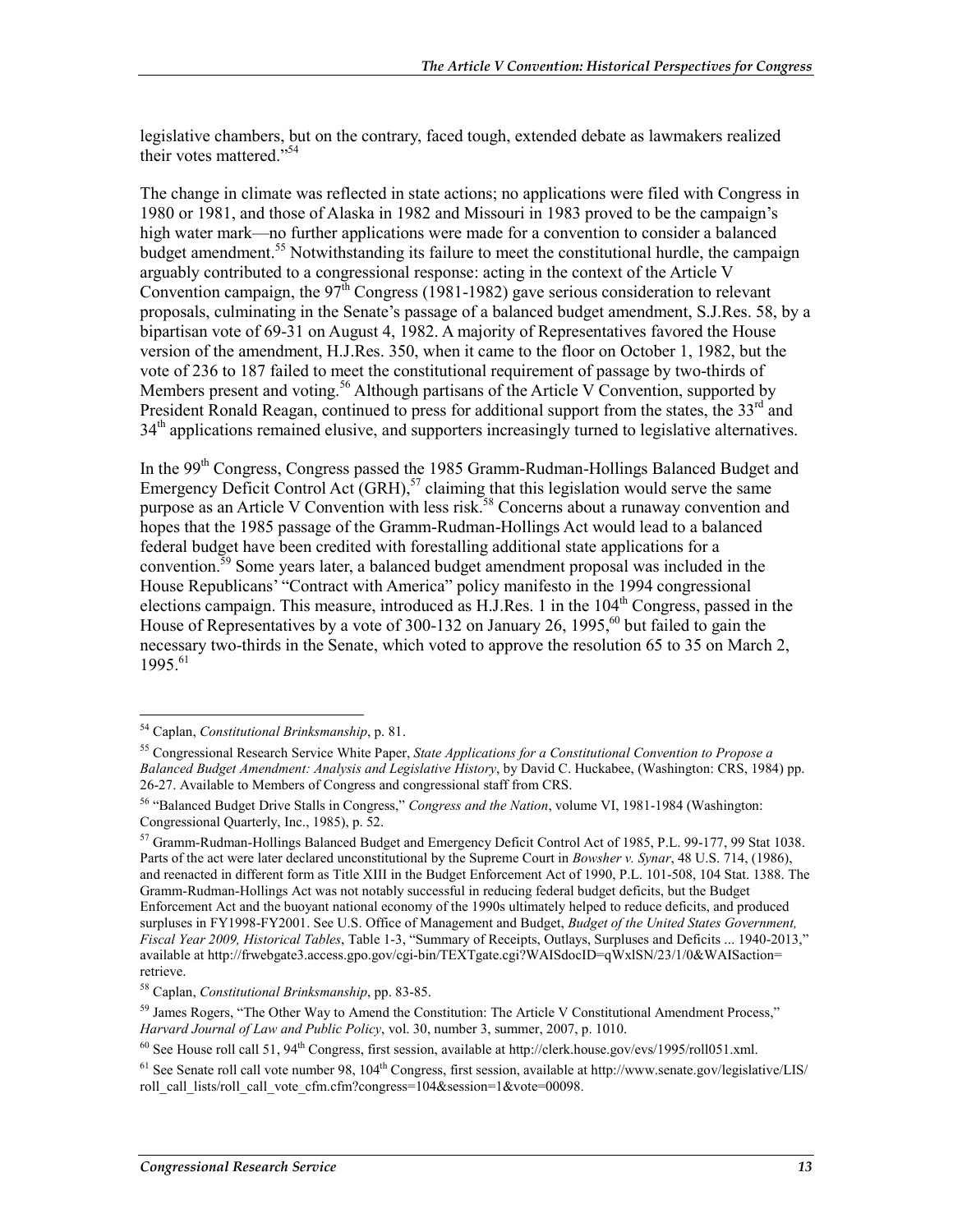legislative chambers, but on the contrary, faced tough, extended debate as lawmakers realized their votes mattered."[54]

The change in climate was reflected in state actions; no applications were filed with Congress in 1980 or 1981, and those of Alaska in 1982 and Missouri in 1983 proved to be the campaign's high water mark—no further applications were made for a convention to consider a balanced budget amendment.[55] Notwithstanding its failure to meet the constitutional hurdle, the campaign arguably contributed to a congressional response: acting in the context of the Article V Convention campaign, the 97th Congress (1981-1982) gave serious consideration to relevant proposals, culminating in the Senate's passage of a balanced budget amendment, S.J.Res. 58, by a bipartisan vote of 69-31 on August 4, 1982. A majority of Representatives favored the House version of the amendment, H.J.Res. 350, when it came to the floor on October 1, 1982, but the vote of 236 to 187 failed to meet the constitutional requirement of passage by two-thirds of Members present and voting.[56] Although partisans of the Article V Convention, supported by President Ronald Reagan, continued to press for additional support from the states, the 33rd and 34th applications remained elusive, and supporters increasingly turned to legislative alternatives.

In the 99th Congress, Congress passed the 1985 Gramm-Rudman-Hollings Balanced Budget and Emergency Deficit Control Act (GRH),[57] claiming that this legislation would serve the same purpose as an Article V Convention with less risk.[58] Concerns about a runaway convention and hopes that the 1985 passage of the Gramm-Rudman-Hollings Act would lead to a balanced federal budget have been credited with forestalling additional state applications for a convention.[59] Some years later, a balanced budget amendment proposal was included in the House Republicans' "Contract with America" policy manifesto in the 1994 congressional elections campaign. This measure, introduced as H.J.Res. 1 in the 104th Congress, passed in the House of Representatives by a vote of 300-132 on January 26, 1995,[60] but failed to gain the necessary two-thirds in the Senate, which voted to approve the resolution 65 to 35 on March 2, 1995.[61]

---

[54] Caplan, *Constitutional Brinksmanship*, p. 81.

[55] Congressional Research Service White Paper, *State Applications for a Constitutional Convention to Propose a Balanced Budget Amendment: Analysis and Legislative History*, by David C. Huckabee, (Washington: CRS, 1984) pp. 26-27. Available to Members of Congress and congressional staff from CRS.

[56] "Balanced Budget Drive Stalls in Congress," *Congress and the Nation*, volume VI, 1981-1984 (Washington: Congressional Quarterly, Inc., 1985), p. 52.

[57] Gramm-Rudman-Hollings Balanced Budget and Emergency Deficit Control Act of 1985, P.L. 99-177, 99 Stat 1038. Parts of the act were later declared unconstitutional by the Supreme Court in *Bowsher v. Synar*, 48 U.S. 714, (1986), and reenacted in different form as Title XIII in the Budget Enforcement Act of 1990, P.L. 101-508, 104 Stat. 1388. The Gramm-Rudman-Hollings Act was not notably successful in reducing federal budget deficits, but the Budget Enforcement Act and the buoyant national economy of the 1990s ultimately helped to reduce deficits, and produced surpluses in FY1998-FY2001. See U.S. Office of Management and Budget, *Budget of the United States Government, Fiscal Year 2009, Historical Tables*, Table 1-3, "Summary of Receipts, Outlays, Surpluses and Deficits ... 1940-2013," available at http://frwebgate3.access.gpo.gov/cgi-bin/TEXTgate.cgi?WAISdocID=qWxlSN/23/1/0&WAISaction=retrieve.

[58] Caplan, *Constitutional Brinksmanship*, pp. 83-85.

[59] James Rogers, "The Other Way to Amend the Constitution: The Article V Constitutional Amendment Process," *Harvard Journal of Law and Public Policy*, vol. 30, number 3, summer, 2007, p. 1010.

[60] See House roll call 51, 94th Congress, first session, available at http://clerk.house.gov/evs/1995/roll051.xml.

[61] See Senate roll call vote number 98, 104th Congress, first session, available at http://www.senate.gov/legislative/LIS/roll_call_lists/roll_call_vote_cfm.cfm?congress=104&session=1&vote=00098.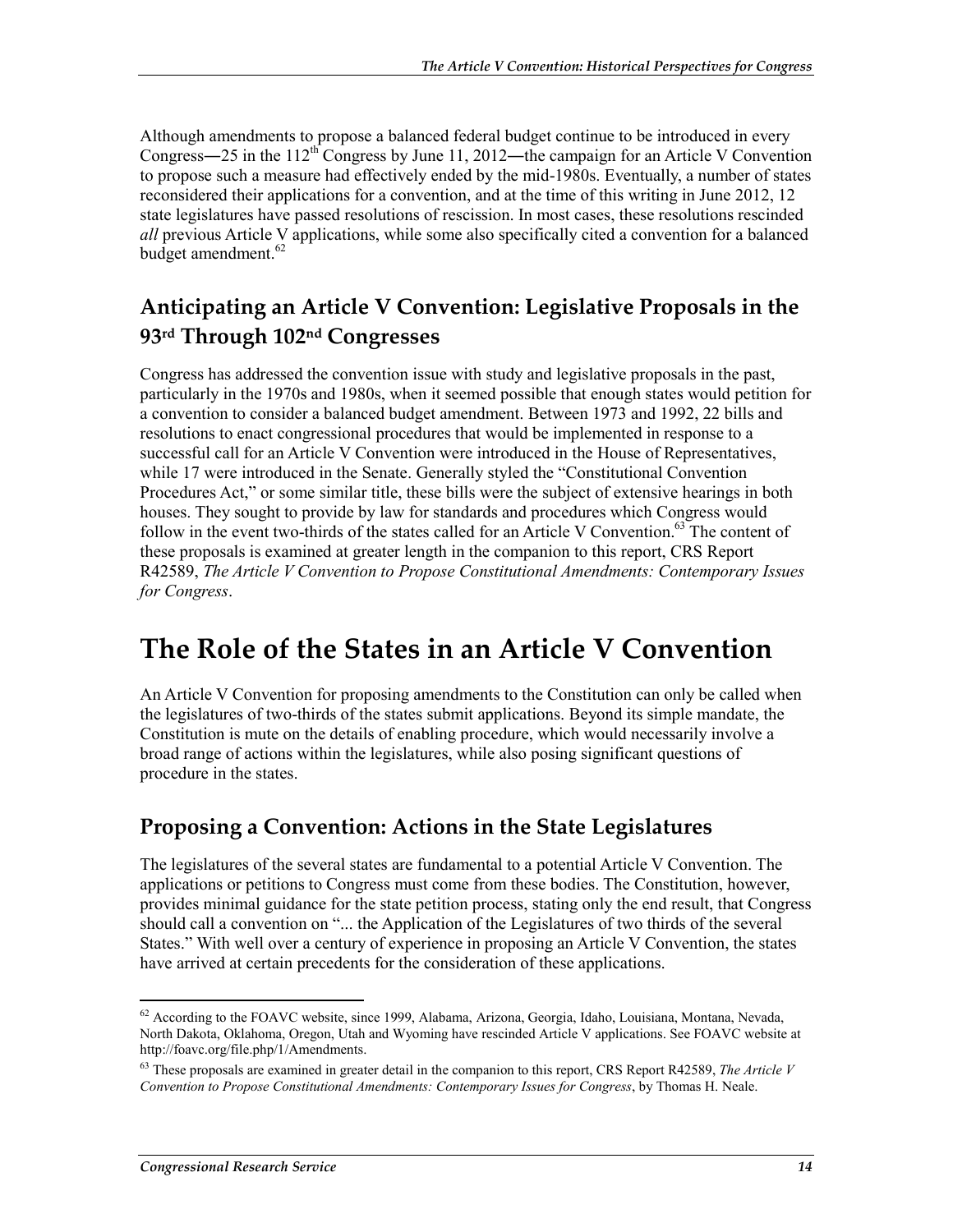Although amendments to propose a balanced federal budget continue to be introduced in every Congress―25 in the 112th Congress by June 11, 2012―the campaign for an Article V Convention to propose such a measure had effectively ended by the mid-1980s. Eventually, a number of states reconsidered their applications for a convention, and at the time of this writing in June 2012, 12 state legislatures have passed resolutions of rescission. In most cases, these resolutions rescinded *all* previous Article V applications, while some also specifically cited a convention for a balanced budget amendment.[62]

## Anticipating an Article V Convention: Legislative Proposals in the 93rd Through 102nd Congresses

Congress has addressed the convention issue with study and legislative proposals in the past, particularly in the 1970s and 1980s, when it seemed possible that enough states would petition for a convention to consider a balanced budget amendment. Between 1973 and 1992, 22 bills and resolutions to enact congressional procedures that would be implemented in response to a successful call for an Article V Convention were introduced in the House of Representatives, while 17 were introduced in the Senate. Generally styled the "Constitutional Convention Procedures Act," or some similar title, these bills were the subject of extensive hearings in both houses. They sought to provide by law for standards and procedures which Congress would follow in the event two-thirds of the states called for an Article V Convention.[63] The content of these proposals is examined at greater length in the companion to this report, CRS Report R42589, *The Article V Convention to Propose Constitutional Amendments: Contemporary Issues for Congress*.

# The Role of the States in an Article V Convention

An Article V Convention for proposing amendments to the Constitution can only be called when the legislatures of two-thirds of the states submit applications. Beyond its simple mandate, the Constitution is mute on the details of enabling procedure, which would necessarily involve a broad range of actions within the legislatures, while also posing significant questions of procedure in the states.

## Proposing a Convention: Actions in the State Legislatures

The legislatures of the several states are fundamental to a potential Article V Convention. The applications or petitions to Congress must come from these bodies. The Constitution, however, provides minimal guidance for the state petition process, stating only the end result, that Congress should call a convention on "... the Application of the Legislatures of two thirds of the several States." With well over a century of experience in proposing an Article V Convention, the states have arrived at certain precedents for the consideration of these applications.

---

[62] According to the FOAVC website, since 1999, Alabama, Arizona, Georgia, Idaho, Louisiana, Montana, Nevada, North Dakota, Oklahoma, Oregon, Utah and Wyoming have rescinded Article V applications. See FOAVC website at http://foavc.org/file.php/1/Amendments.

[63] These proposals are examined in greater detail in the companion to this report, CRS Report R42589, *The Article V Convention to Propose Constitutional Amendments: Contemporary Issues for Congress*, by Thomas H. Neale.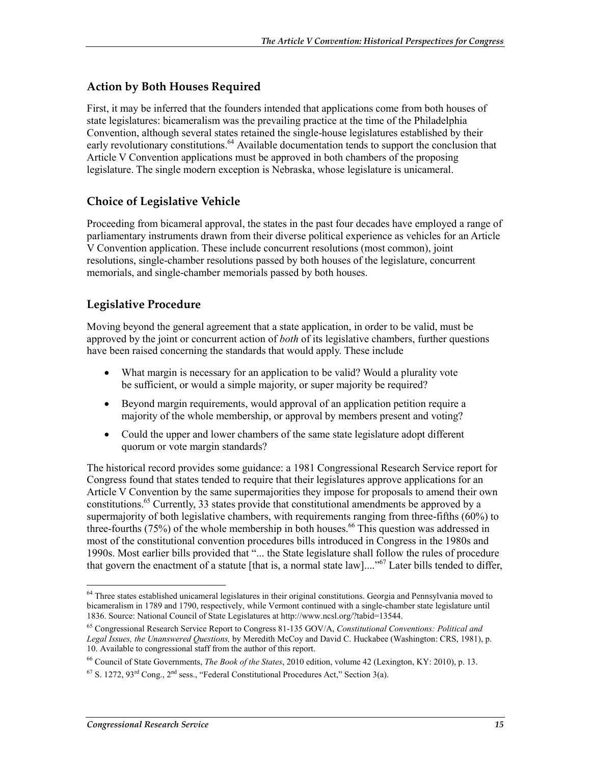### Action by Both Houses Required

First, it may be inferred that the founders intended that applications come from both houses of state legislatures: bicameralism was the prevailing practice at the time of the Philadelphia Convention, although several states retained the single-house legislatures established by their early revolutionary constitutions.[64] Available documentation tends to support the conclusion that Article V Convention applications must be approved in both chambers of the proposing legislature. The single modern exception is Nebraska, whose legislature is unicameral.

### Choice of Legislative Vehicle

Proceeding from bicameral approval, the states in the past four decades have employed a range of parliamentary instruments drawn from their diverse political experience as vehicles for an Article V Convention application. These include concurrent resolutions (most common), joint resolutions, single-chamber resolutions passed by both houses of the legislature, concurrent memorials, and single-chamber memorials passed by both houses.

### Legislative Procedure

Moving beyond the general agreement that a state application, in order to be valid, must be approved by the joint or concurrent action of *both* of its legislative chambers, further questions have been raised concerning the standards that would apply. These include

- What margin is necessary for an application to be valid? Would a plurality vote be sufficient, or would a simple majority, or super majority be required?
- Beyond margin requirements, would approval of an application petition require a majority of the whole membership, or approval by members present and voting?
- Could the upper and lower chambers of the same state legislature adopt different quorum or vote margin standards?

The historical record provides some guidance: a 1981 Congressional Research Service report for Congress found that states tended to require that their legislatures approve applications for an Article V Convention by the same supermajorities they impose for proposals to amend their own constitutions.[65] Currently, 33 states provide that constitutional amendments be approved by a supermajority of both legislative chambers, with requirements ranging from three-fifths (60%) to three-fourths (75%) of the whole membership in both houses.[66] This question was addressed in most of the constitutional convention procedures bills introduced in Congress in the 1980s and 1990s. Most earlier bills provided that "... the State legislature shall follow the rules of procedure that govern the enactment of a statute [that is, a normal state law]...."[67] Later bills tended to differ,

---

[64] Three states established unicameral legislatures in their original constitutions. Georgia and Pennsylvania moved to bicameralism in 1789 and 1790, respectively, while Vermont continued with a single-chamber state legislature until 1836. Source: National Council of State Legislatures at http://www.ncsl.org/?tabid=13544.

[65] Congressional Research Service Report to Congress 81-135 GOV/A, *Constitutional Conventions: Political and Legal Issues, the Unanswered Questions,* by Meredith McCoy and David C. Huckabee (Washington: CRS, 1981), p. 10. Available to congressional staff from the author of this report.

[66] Council of State Governments, *The Book of the States*, 2010 edition, volume 42 (Lexington, KY: 2010), p. 13.

[67] S. 1272, 93rd Cong., 2nd sess., "Federal Constitutional Procedures Act," Section 3(a).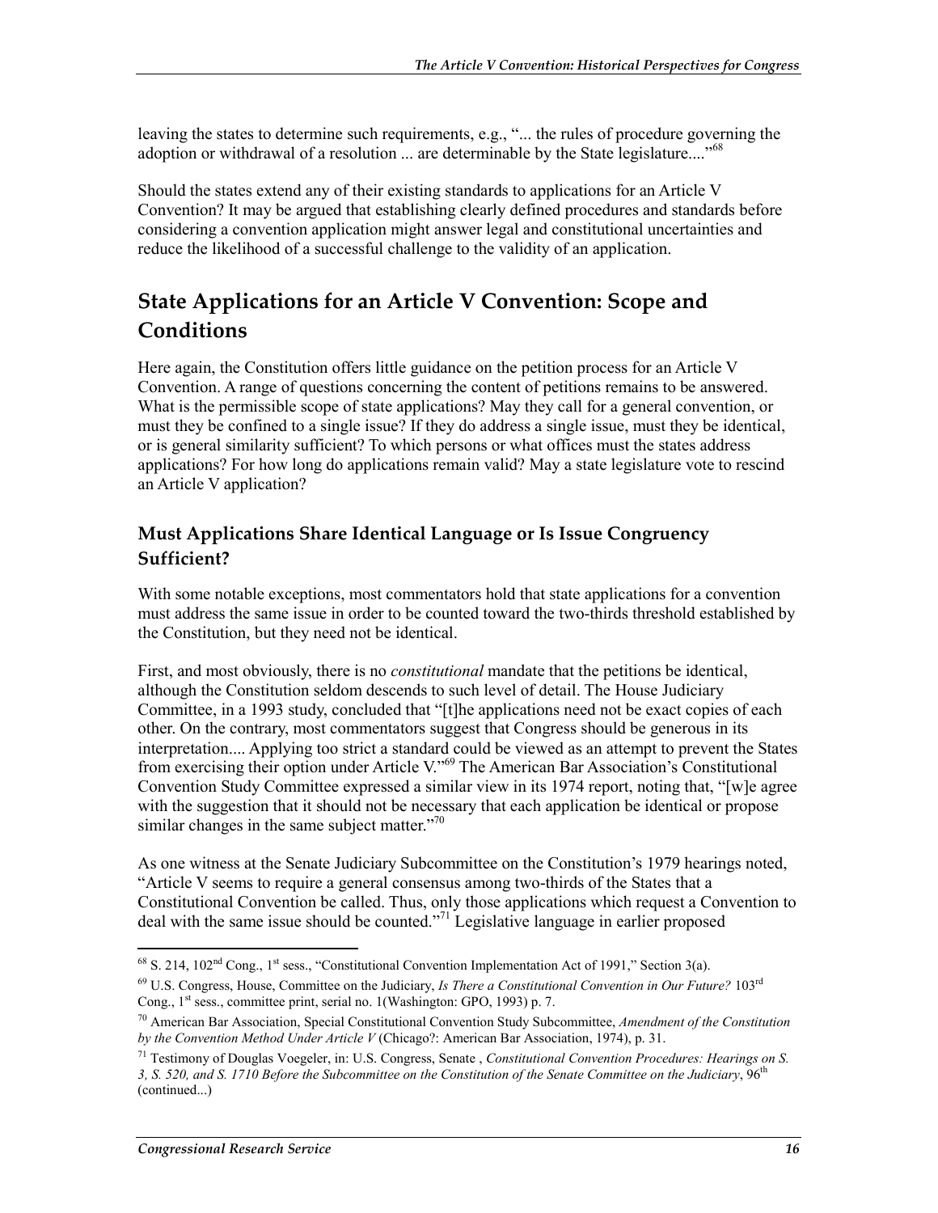leaving the states to determine such requirements, e.g., "... the rules of procedure governing the adoption or withdrawal of a resolution ... are determinable by the State legislature...."[68]

Should the states extend any of their existing standards to applications for an Article V Convention? It may be argued that establishing clearly defined procedures and standards before considering a convention application might answer legal and constitutional uncertainties and reduce the likelihood of a successful challenge to the validity of an application.

## State Applications for an Article V Convention: Scope and Conditions

Here again, the Constitution offers little guidance on the petition process for an Article V Convention. A range of questions concerning the content of petitions remains to be answered. What is the permissible scope of state applications? May they call for a general convention, or must they be confined to a single issue? If they do address a single issue, must they be identical, or is general similarity sufficient? To which persons or what offices must the states address applications? For how long do applications remain valid? May a state legislature vote to rescind an Article V application?

### Must Applications Share Identical Language or Is Issue Congruency Sufficient?

With some notable exceptions, most commentators hold that state applications for a convention must address the same issue in order to be counted toward the two-thirds threshold established by the Constitution, but they need not be identical.

First, and most obviously, there is no *constitutional* mandate that the petitions be identical, although the Constitution seldom descends to such level of detail. The House Judiciary Committee, in a 1993 study, concluded that "[t]he applications need not be exact copies of each other. On the contrary, most commentators suggest that Congress should be generous in its interpretation.... Applying too strict a standard could be viewed as an attempt to prevent the States from exercising their option under Article V."[69] The American Bar Association's Constitutional Convention Study Committee expressed a similar view in its 1974 report, noting that, "[w]e agree with the suggestion that it should not be necessary that each application be identical or propose similar changes in the same subject matter."[70]

As one witness at the Senate Judiciary Subcommittee on the Constitution's 1979 hearings noted, "Article V seems to require a general consensus among two-thirds of the States that a Constitutional Convention be called. Thus, only those applications which request a Convention to deal with the same issue should be counted."[71] Legislative language in earlier proposed

---

[68] S. 214, 102nd Cong., 1st sess., "Constitutional Convention Implementation Act of 1991," Section 3(a).

[69] U.S. Congress, House, Committee on the Judiciary, *Is There a Constitutional Convention in Our Future?* 103rd Cong., 1st sess., committee print, serial no. 1(Washington: GPO, 1993) p. 7.

[70] American Bar Association, Special Constitutional Convention Study Subcommittee, *Amendment of the Constitution by the Convention Method Under Article V* (Chicago?: American Bar Association, 1974), p. 31.

[71] Testimony of Douglas Voegeler, in: U.S. Congress, Senate , *Constitutional Convention Procedures: Hearings on S. 3, S. 520, and S. 1710 Before the Subcommittee on the Constitution of the Senate Committee on the Judiciary*, 96th (continued...)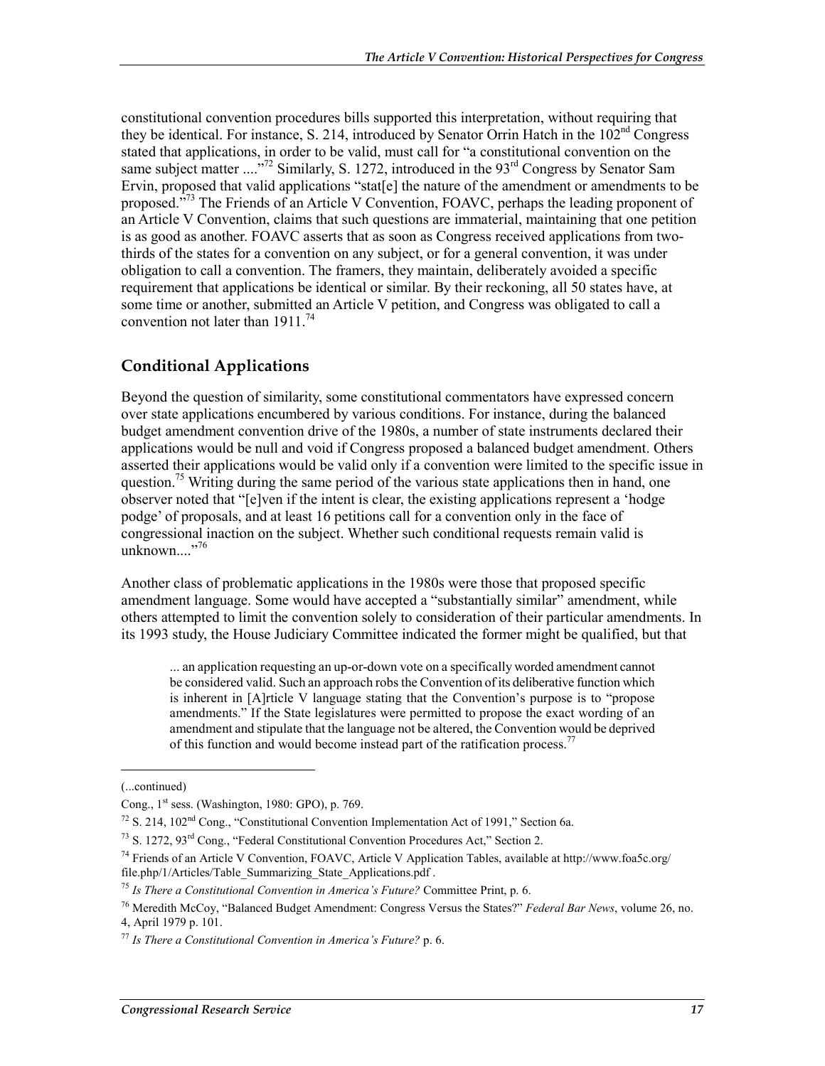constitutional convention procedures bills supported this interpretation, without requiring that they be identical. For instance, S. 214, introduced by Senator Orrin Hatch in the 102nd Congress stated that applications, in order to be valid, must call for "a constitutional convention on the same subject matter ...."[72] Similarly, S. 1272, introduced in the 93rd Congress by Senator Sam Ervin, proposed that valid applications "stat[e] the nature of the amendment or amendments to be proposed."[73] The Friends of an Article V Convention, FOAVC, perhaps the leading proponent of an Article V Convention, claims that such questions are immaterial, maintaining that one petition is as good as another. FOAVC asserts that as soon as Congress received applications from two-thirds of the states for a convention on any subject, or for a general convention, it was under obligation to call a convention. The framers, they maintain, deliberately avoided a specific requirement that applications be identical or similar. By their reckoning, all 50 states have, at some time or another, submitted an Article V petition, and Congress was obligated to call a convention not later than 1911.[74]

## Conditional Applications

Beyond the question of similarity, some constitutional commentators have expressed concern over state applications encumbered by various conditions. For instance, during the balanced budget amendment convention drive of the 1980s, a number of state instruments declared their applications would be null and void if Congress proposed a balanced budget amendment. Others asserted their applications would be valid only if a convention were limited to the specific issue in question.[75] Writing during the same period of the various state applications then in hand, one observer noted that "[e]ven if the intent is clear, the existing applications represent a 'hodge podge' of proposals, and at least 16 petitions call for a convention only in the face of congressional inaction on the subject. Whether such conditional requests remain valid is unknown...."[76]

Another class of problematic applications in the 1980s were those that proposed specific amendment language. Some would have accepted a "substantially similar" amendment, while others attempted to limit the convention solely to consideration of their particular amendments. In its 1993 study, the House Judiciary Committee indicated the former might be qualified, but that

> ... an application requesting an up-or-down vote on a specifically worded amendment cannot be considered valid. Such an approach robs the Convention of its deliberative function which is inherent in [A]rticle V language stating that the Convention's purpose is to "propose amendments." If the State legislatures were permitted to propose the exact wording of an amendment and stipulate that the language not be altered, the Convention would be deprived of this function and would become instead part of the ratification process.[77]

---

(...continued)

Cong., 1st sess. (Washington, 1980: GPO), p. 769.

[72] S. 214, 102nd Cong., "Constitutional Convention Implementation Act of 1991," Section 6a.

[73] S. 1272, 93rd Cong., "Federal Constitutional Convention Procedures Act," Section 2.

[74] Friends of an Article V Convention, FOAVC, Article V Application Tables, available at http://www.foa5c.org/file.php/1/Articles/Table_Summarizing_State_Applications.pdf .

[75] *Is There a Constitutional Convention in America's Future?* Committee Print, p. 6.

[76] Meredith McCoy, "Balanced Budget Amendment: Congress Versus the States?" *Federal Bar News*, volume 26, no. 4, April 1979 p. 101.

[77] *Is There a Constitutional Convention in America's Future?* p. 6.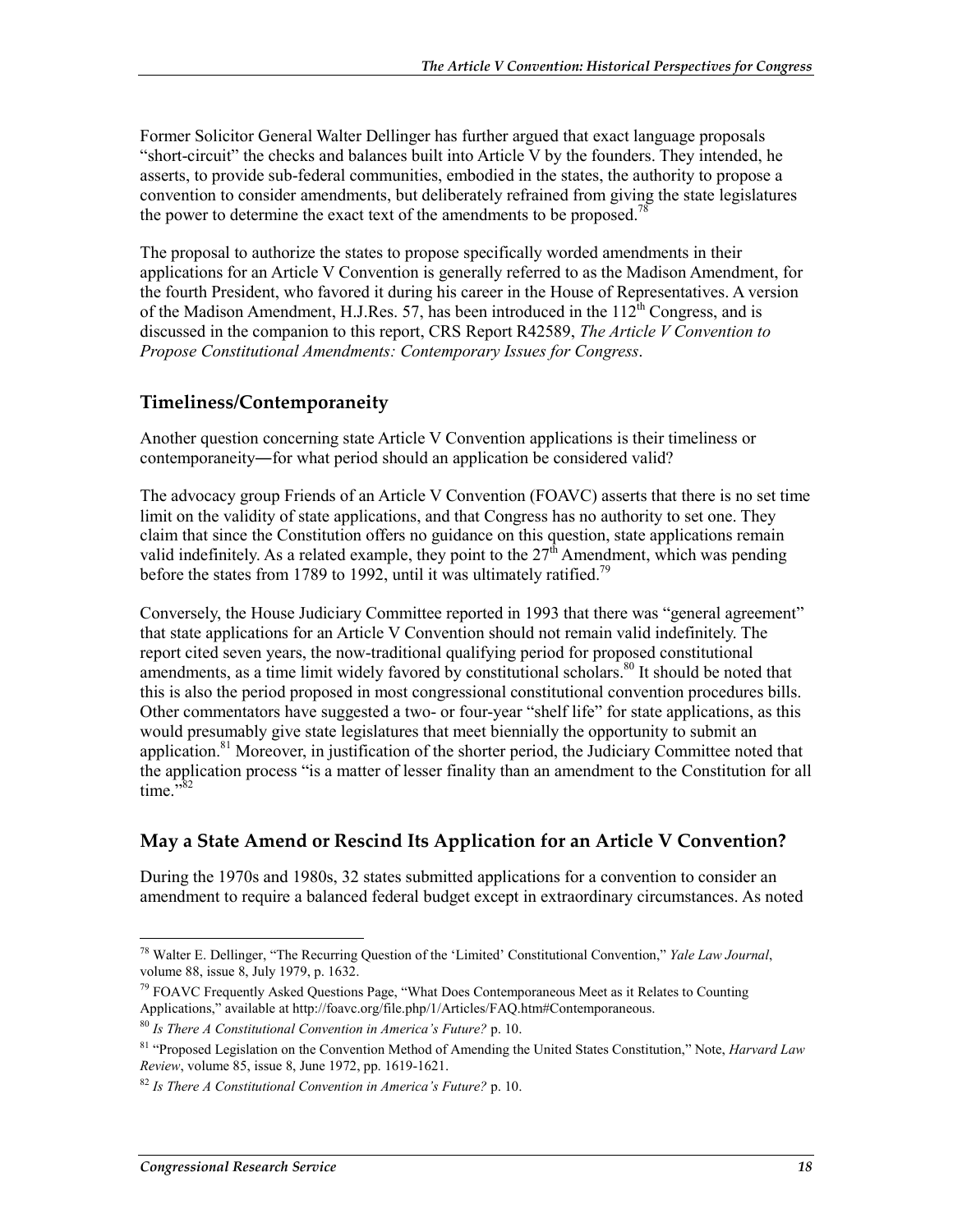Former Solicitor General Walter Dellinger has further argued that exact language proposals "short-circuit" the checks and balances built into Article V by the founders. They intended, he asserts, to provide sub-federal communities, embodied in the states, the authority to propose a convention to consider amendments, but deliberately refrained from giving the state legislatures the power to determine the exact text of the amendments to be proposed.[78]

The proposal to authorize the states to propose specifically worded amendments in their applications for an Article V Convention is generally referred to as the Madison Amendment, for the fourth President, who favored it during his career in the House of Representatives. A version of the Madison Amendment, H.J.Res. 57, has been introduced in the 112th Congress, and is discussed in the companion to this report, CRS Report R42589, *The Article V Convention to Propose Constitutional Amendments: Contemporary Issues for Congress*.

### Timeliness/Contemporaneity

Another question concerning state Article V Convention applications is their timeliness or contemporaneity—for what period should an application be considered valid?

The advocacy group Friends of an Article V Convention (FOAVC) asserts that there is no set time limit on the validity of state applications, and that Congress has no authority to set one. They claim that since the Constitution offers no guidance on this question, state applications remain valid indefinitely. As a related example, they point to the 27th Amendment, which was pending before the states from 1789 to 1992, until it was ultimately ratified.[79]

Conversely, the House Judiciary Committee reported in 1993 that there was "general agreement" that state applications for an Article V Convention should not remain valid indefinitely. The report cited seven years, the now-traditional qualifying period for proposed constitutional amendments, as a time limit widely favored by constitutional scholars.[80] It should be noted that this is also the period proposed in most congressional constitutional convention procedures bills. Other commentators have suggested a two- or four-year "shelf life" for state applications, as this would presumably give state legislatures that meet biennially the opportunity to submit an application.[81] Moreover, in justification of the shorter period, the Judiciary Committee noted that the application process "is a matter of lesser finality than an amendment to the Constitution for all time."[82]

### May a State Amend or Rescind Its Application for an Article V Convention?

During the 1970s and 1980s, 32 states submitted applications for a convention to consider an amendment to require a balanced federal budget except in extraordinary circumstances. As noted

---

[78] Walter E. Dellinger, "The Recurring Question of the 'Limited' Constitutional Convention," *Yale Law Journal*, volume 88, issue 8, July 1979, p. 1632.

[79] FOAVC Frequently Asked Questions Page, "What Does Contemporaneous Meet as it Relates to Counting Applications," available at http://foavc.org/file.php/1/Articles/FAQ.htm#Contemporaneous.

[80] *Is There A Constitutional Convention in America's Future?* p. 10.

[81] "Proposed Legislation on the Convention Method of Amending the United States Constitution," Note, *Harvard Law Review*, volume 85, issue 8, June 1972, pp. 1619-1621.

[82] *Is There A Constitutional Convention in America's Future?* p. 10.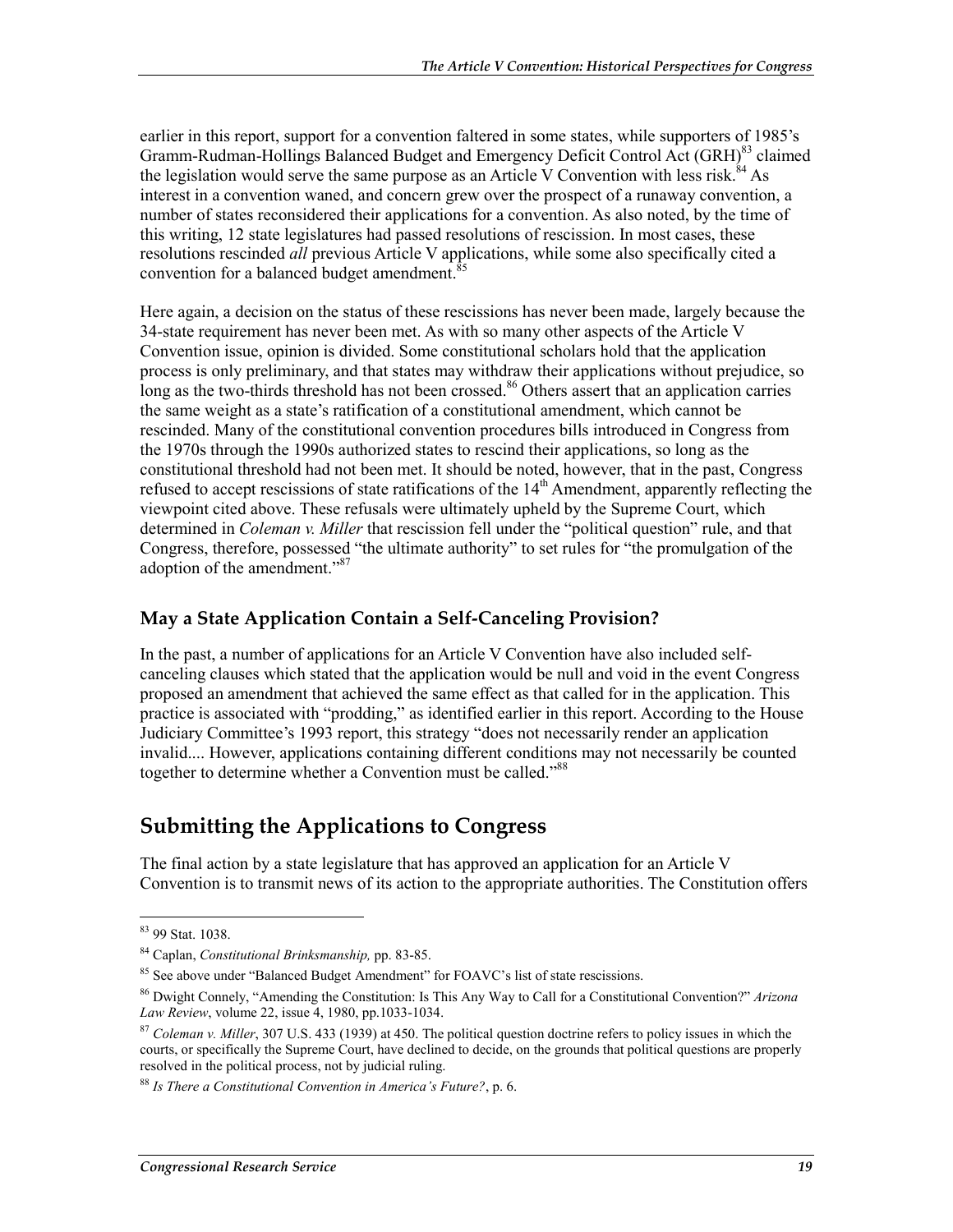earlier in this report, support for a convention faltered in some states, while supporters of 1985's Gramm-Rudman-Hollings Balanced Budget and Emergency Deficit Control Act (GRH)[83] claimed the legislation would serve the same purpose as an Article V Convention with less risk.[84] As interest in a convention waned, and concern grew over the prospect of a runaway convention, a number of states reconsidered their applications for a convention. As also noted, by the time of this writing, 12 state legislatures had passed resolutions of rescission. In most cases, these resolutions rescinded *all* previous Article V applications, while some also specifically cited a convention for a balanced budget amendment.[85]

Here again, a decision on the status of these rescissions has never been made, largely because the 34-state requirement has never been met. As with so many other aspects of the Article V Convention issue, opinion is divided. Some constitutional scholars hold that the application process is only preliminary, and that states may withdraw their applications without prejudice, so long as the two-thirds threshold has not been crossed.[86] Others assert that an application carries the same weight as a state's ratification of a constitutional amendment, which cannot be rescinded. Many of the constitutional convention procedures bills introduced in Congress from the 1970s through the 1990s authorized states to rescind their applications, so long as the constitutional threshold had not been met. It should be noted, however, that in the past, Congress refused to accept rescissions of state ratifications of the 14th Amendment, apparently reflecting the viewpoint cited above. These refusals were ultimately upheld by the Supreme Court, which determined in *Coleman v. Miller* that rescission fell under the "political question" rule, and that Congress, therefore, possessed "the ultimate authority" to set rules for "the promulgation of the adoption of the amendment."[87]

### May a State Application Contain a Self-Canceling Provision?

In the past, a number of applications for an Article V Convention have also included self-canceling clauses which stated that the application would be null and void in the event Congress proposed an amendment that achieved the same effect as that called for in the application. This practice is associated with "prodding," as identified earlier in this report. According to the House Judiciary Committee's 1993 report, this strategy "does not necessarily render an application invalid.... However, applications containing different conditions may not necessarily be counted together to determine whether a Convention must be called."[88]

## Submitting the Applications to Congress

The final action by a state legislature that has approved an application for an Article V Convention is to transmit news of its action to the appropriate authorities. The Constitution offers

---

[83] 99 Stat. 1038.

[84] Caplan, *Constitutional Brinksmanship,* pp. 83-85.

[85] See above under "Balanced Budget Amendment" for FOAVC's list of state rescissions.

[86] Dwight Connely, "Amending the Constitution: Is This Any Way to Call for a Constitutional Convention?" *Arizona Law Review*, volume 22, issue 4, 1980, pp.1033-1034.

[87] *Coleman v. Miller*, 307 U.S. 433 (1939) at 450. The political question doctrine refers to policy issues in which the courts, or specifically the Supreme Court, have declined to decide, on the grounds that political questions are properly resolved in the political process, not by judicial ruling.

[88] *Is There a Constitutional Convention in America's Future?*, p. 6.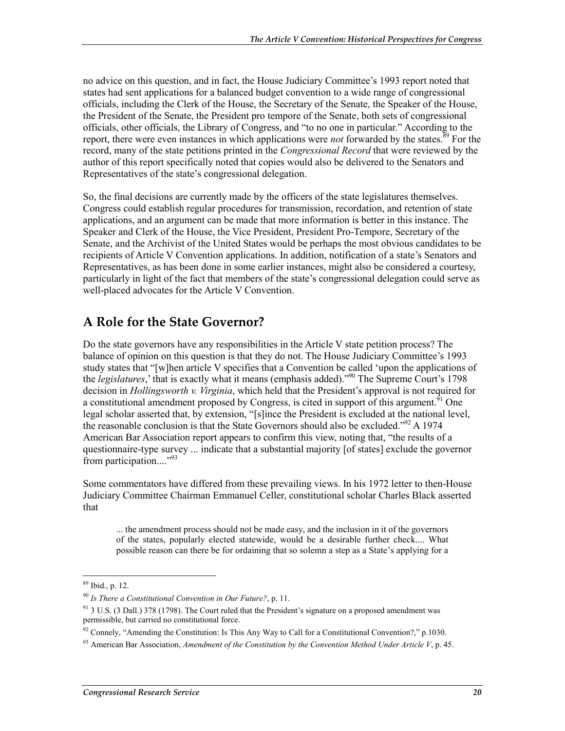no advice on this question, and in fact, the House Judiciary Committee's 1993 report noted that states had sent applications for a balanced budget convention to a wide range of congressional officials, including the Clerk of the House, the Secretary of the Senate, the Speaker of the House, the President of the Senate, the President pro tempore of the Senate, both sets of congressional officials, other officials, the Library of Congress, and "to no one in particular." According to the report, there were even instances in which applications were *not* forwarded by the states.[89] For the record, many of the state petitions printed in the *Congressional Record* that were reviewed by the author of this report specifically noted that copies would also be delivered to the Senators and Representatives of the state's congressional delegation.

So, the final decisions are currently made by the officers of the state legislatures themselves. Congress could establish regular procedures for transmission, recordation, and retention of state applications, and an argument can be made that more information is better in this instance. The Speaker and Clerk of the House, the Vice President, President Pro-Tempore, Secretary of the Senate, and the Archivist of the United States would be perhaps the most obvious candidates to be recipients of Article V Convention applications. In addition, notification of a state's Senators and Representatives, as has been done in some earlier instances, might also be considered a courtesy, particularly in light of the fact that members of the state's congressional delegation could serve as well-placed advocates for the Article V Convention.

## A Role for the State Governor?

Do the state governors have any responsibilities in the Article V state petition process? The balance of opinion on this question is that they do not. The House Judiciary Committee's 1993 study states that "[w]hen article V specifies that a Convention be called 'upon the applications of the *legislatures*,' that is exactly what it means (emphasis added)."[90] The Supreme Court's 1798 decision in *Hollingsworth v. Virginia*, which held that the President's approval is not required for a constitutional amendment proposed by Congress, is cited in support of this argument.[91] One legal scholar asserted that, by extension, "[s]ince the President is excluded at the national level, the reasonable conclusion is that the State Governors should also be excluded."[92] A 1974 American Bar Association report appears to confirm this view, noting that, "the results of a questionnaire-type survey ... indicate that a substantial majority [of states] exclude the governor from participation...."[93]

Some commentators have differed from these prevailing views. In his 1972 letter to then-House Judiciary Committee Chairman Emmanuel Celler, constitutional scholar Charles Black asserted that

> ... the amendment process should not be made easy, and the inclusion in it of the governors of the states, popularly elected statewide, would be a desirable further check.... What possible reason can there be for ordaining that so solemn a step as a State's applying for a

---

[89] Ibid., p. 12.

[90] *Is There a Constitutional Convention in Our Future?*, p. 11.

[91] 3 U.S. (3 Dall.) 378 (1798). The Court ruled that the President's signature on a proposed amendment was permissible, but carried no constitutional force.

[92] Connely, "Amending the Constitution: Is This Any Way to Call for a Constitutional Convention?," p.1030.

[93] American Bar Association, *Amendment of the Constitution by the Convention Method Under Article V*, p. 45.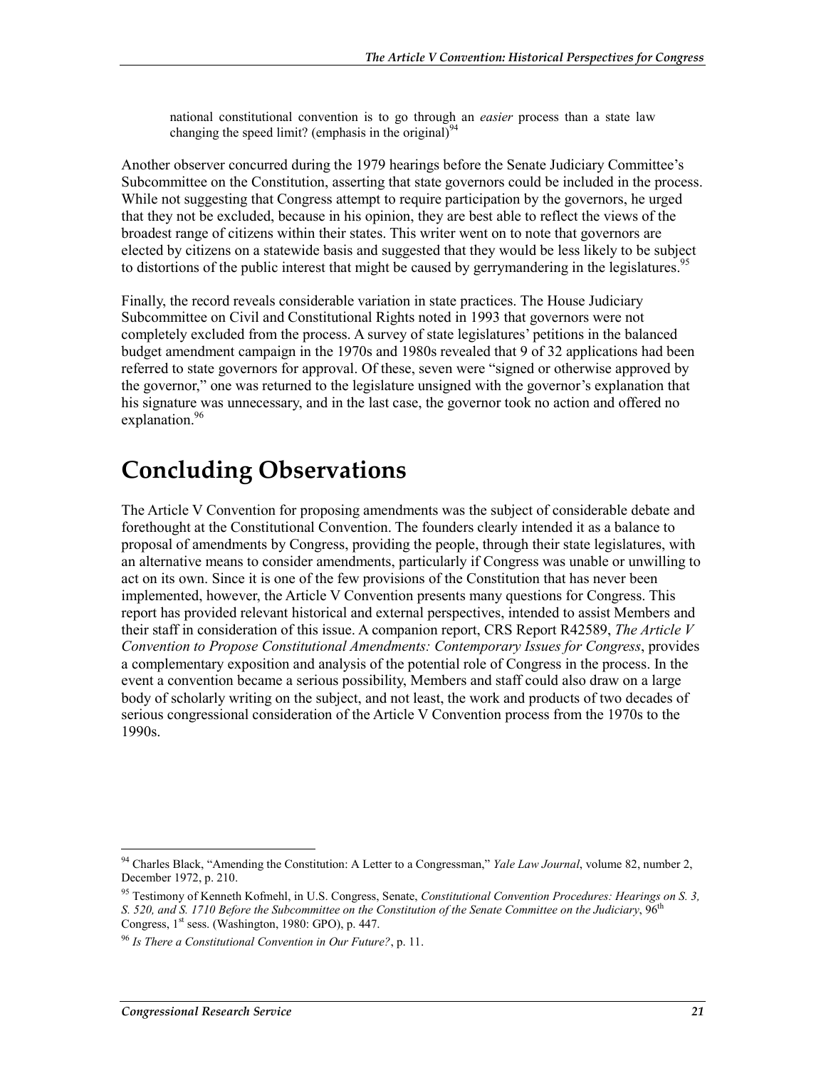> national constitutional convention is to go through an *easier* process than a state law changing the speed limit? (emphasis in the original)[94]

Another observer concurred during the 1979 hearings before the Senate Judiciary Committee's Subcommittee on the Constitution, asserting that state governors could be included in the process. While not suggesting that Congress attempt to require participation by the governors, he urged that they not be excluded, because in his opinion, they are best able to reflect the views of the broadest range of citizens within their states. This writer went on to note that governors are elected by citizens on a statewide basis and suggested that they would be less likely to be subject to distortions of the public interest that might be caused by gerrymandering in the legislatures.[95]

Finally, the record reveals considerable variation in state practices. The House Judiciary Subcommittee on Civil and Constitutional Rights noted in 1993 that governors were not completely excluded from the process. A survey of state legislatures' petitions in the balanced budget amendment campaign in the 1970s and 1980s revealed that 9 of 32 applications had been referred to state governors for approval. Of these, seven were "signed or otherwise approved by the governor," one was returned to the legislature unsigned with the governor's explanation that his signature was unnecessary, and in the last case, the governor took no action and offered no explanation.[96]

# Concluding Observations

The Article V Convention for proposing amendments was the subject of considerable debate and forethought at the Constitutional Convention. The founders clearly intended it as a balance to proposal of amendments by Congress, providing the people, through their state legislatures, with an alternative means to consider amendments, particularly if Congress was unable or unwilling to act on its own. Since it is one of the few provisions of the Constitution that has never been implemented, however, the Article V Convention presents many questions for Congress. This report has provided relevant historical and external perspectives, intended to assist Members and their staff in consideration of this issue. A companion report, CRS Report R42589, *The Article V Convention to Propose Constitutional Amendments: Contemporary Issues for Congress*, provides a complementary exposition and analysis of the potential role of Congress in the process. In the event a convention became a serious possibility, Members and staff could also draw on a large body of scholarly writing on the subject, and not least, the work and products of two decades of serious congressional consideration of the Article V Convention process from the 1970s to the 1990s.

---

[94] Charles Black, "Amending the Constitution: A Letter to a Congressman," *Yale Law Journal*, volume 82, number 2, December 1972, p. 210.

[95] Testimony of Kenneth Kofmehl, in U.S. Congress, Senate, *Constitutional Convention Procedures: Hearings on S. 3, S. 520, and S. 1710 Before the Subcommittee on the Constitution of the Senate Committee on the Judiciary*, 96th Congress, 1st sess. (Washington, 1980: GPO), p. 447.

[96] *Is There a Constitutional Convention in Our Future?*, p. 11.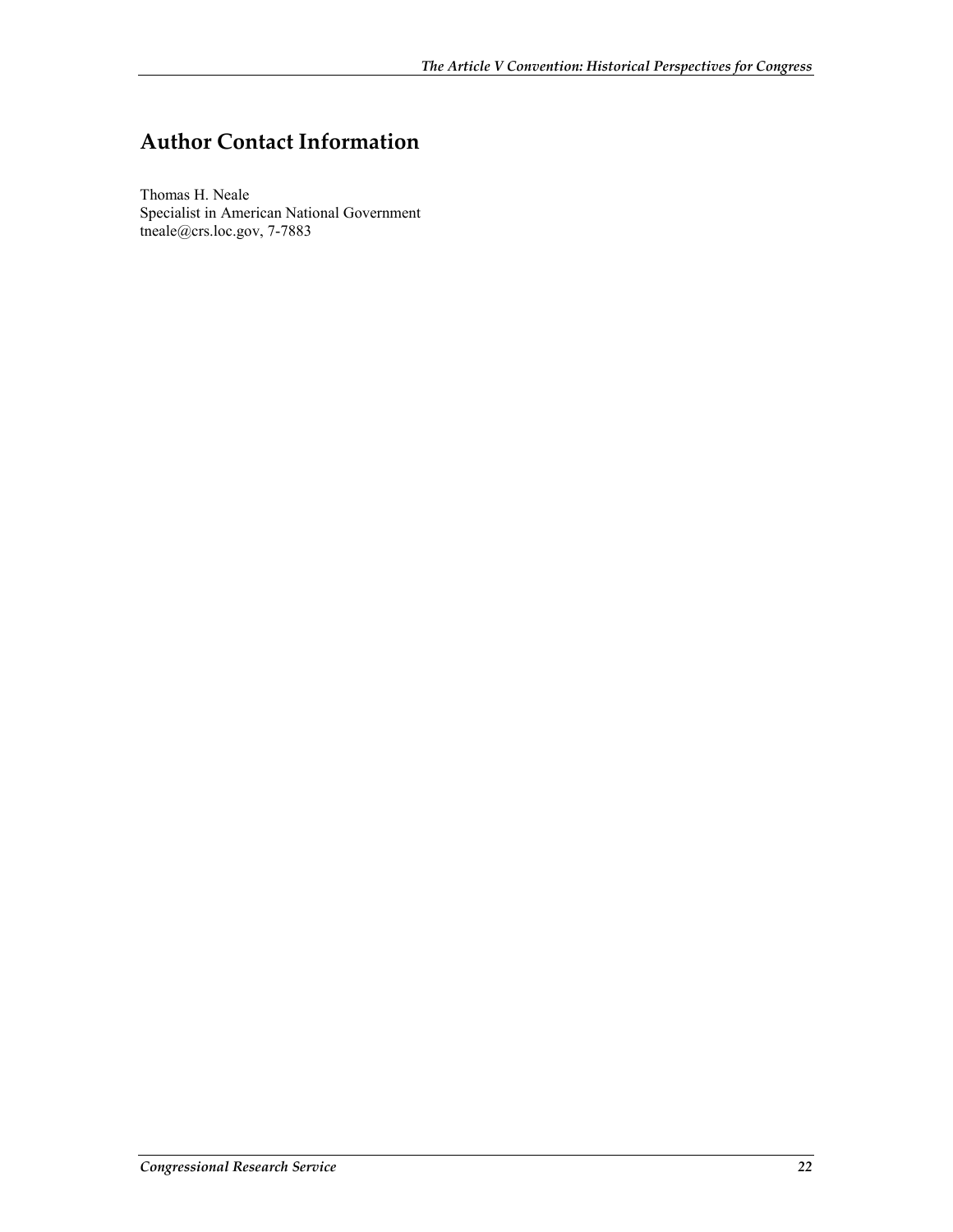## Author Contact Information

Thomas H. Neale
Specialist in American National Government
tneale@crs.loc.gov, 7-7883